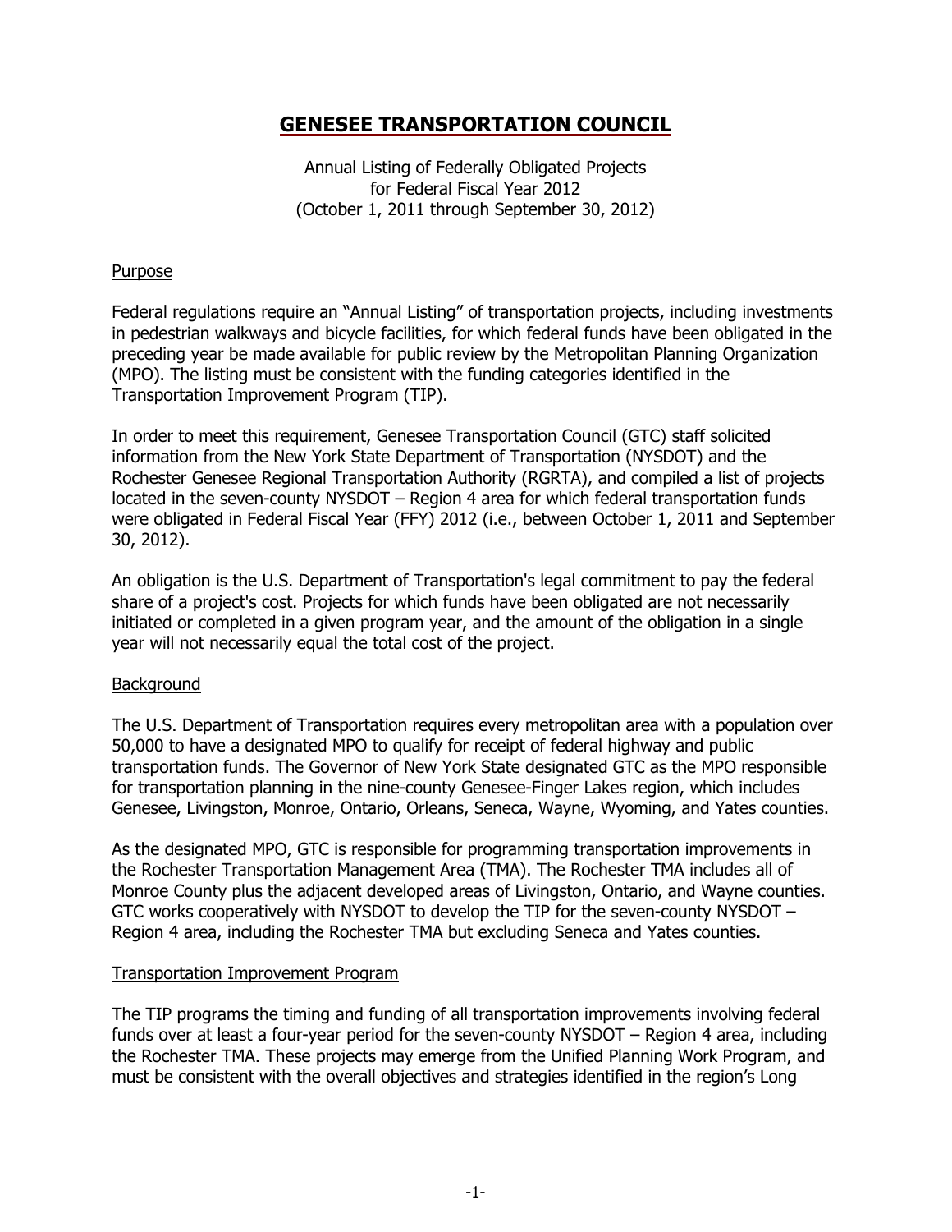# GENESEE TRANSPORTATION COUNCIL

Annual Listing of Federally Obligated Projects
for Federal Fiscal Year 2012
(October 1, 2011 through September 30, 2012)

## Purpose

Federal regulations require an "Annual Listing" of transportation projects, including investments in pedestrian walkways and bicycle facilities, for which federal funds have been obligated in the preceding year be made available for public review by the Metropolitan Planning Organization (MPO). The listing must be consistent with the funding categories identified in the Transportation Improvement Program (TIP).

In order to meet this requirement, Genesee Transportation Council (GTC) staff solicited information from the New York State Department of Transportation (NYSDOT) and the Rochester Genesee Regional Transportation Authority (RGRTA), and compiled a list of projects located in the seven-county NYSDOT – Region 4 area for which federal transportation funds were obligated in Federal Fiscal Year (FFY) 2012 (i.e., between October 1, 2011 and September 30, 2012).

An obligation is the U.S. Department of Transportation's legal commitment to pay the federal share of a project's cost. Projects for which funds have been obligated are not necessarily initiated or completed in a given program year, and the amount of the obligation in a single year will not necessarily equal the total cost of the project.

## Background

The U.S. Department of Transportation requires every metropolitan area with a population over 50,000 to have a designated MPO to qualify for receipt of federal highway and public transportation funds. The Governor of New York State designated GTC as the MPO responsible for transportation planning in the nine-county Genesee-Finger Lakes region, which includes Genesee, Livingston, Monroe, Ontario, Orleans, Seneca, Wayne, Wyoming, and Yates counties.

As the designated MPO, GTC is responsible for programming transportation improvements in the Rochester Transportation Management Area (TMA). The Rochester TMA includes all of Monroe County plus the adjacent developed areas of Livingston, Ontario, and Wayne counties. GTC works cooperatively with NYSDOT to develop the TIP for the seven-county NYSDOT – Region 4 area, including the Rochester TMA but excluding Seneca and Yates counties.

## Transportation Improvement Program

The TIP programs the timing and funding of all transportation improvements involving federal funds over at least a four-year period for the seven-county NYSDOT – Region 4 area, including the Rochester TMA. These projects may emerge from the Unified Planning Work Program, and must be consistent with the overall objectives and strategies identified in the region's Long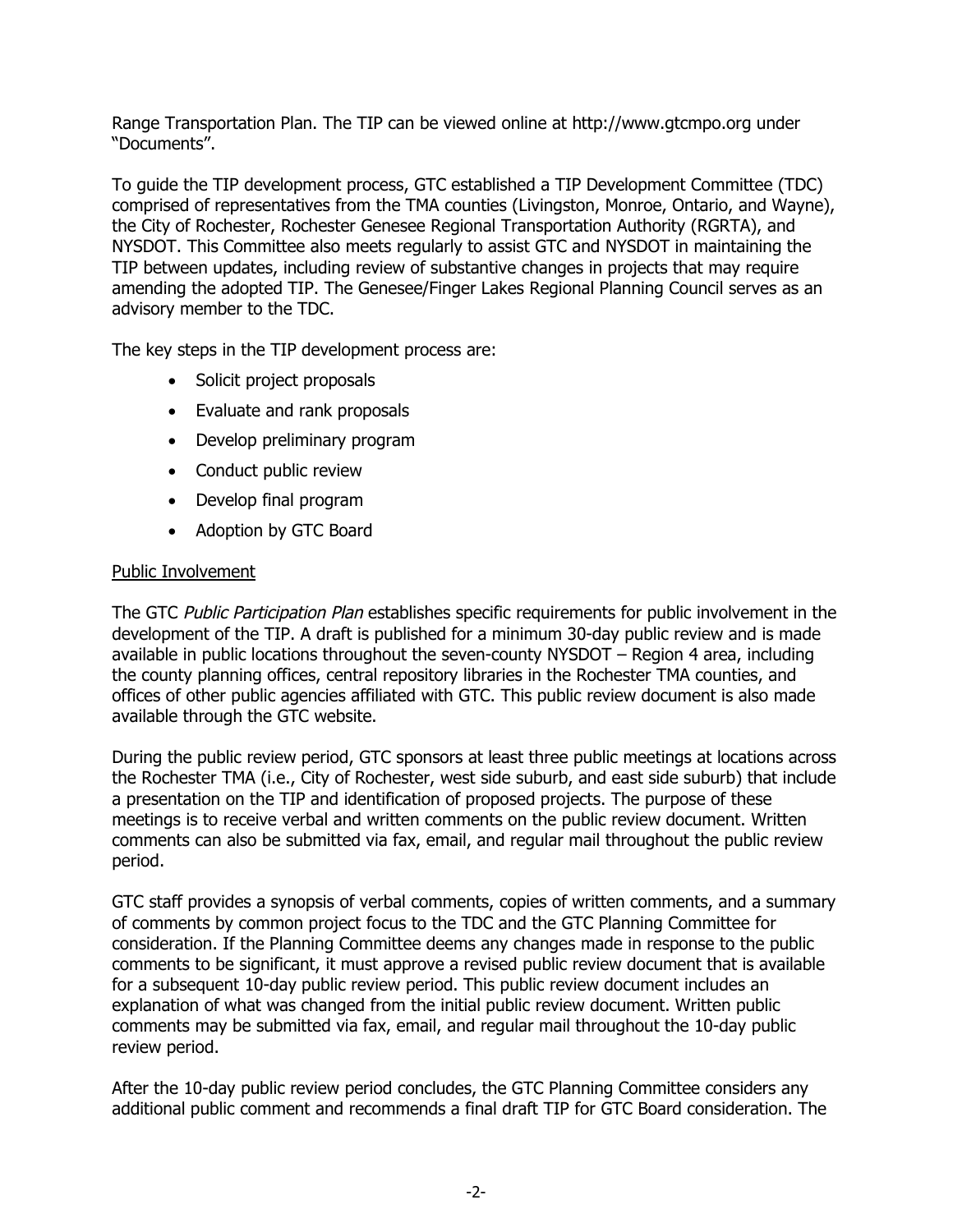Range Transportation Plan. The TIP can be viewed online at http://www.gtcmpo.org under "Documents".

To guide the TIP development process, GTC established a TIP Development Committee (TDC) comprised of representatives from the TMA counties (Livingston, Monroe, Ontario, and Wayne), the City of Rochester, Rochester Genesee Regional Transportation Authority (RGRTA), and NYSDOT. This Committee also meets regularly to assist GTC and NYSDOT in maintaining the TIP between updates, including review of substantive changes in projects that may require amending the adopted TIP. The Genesee/Finger Lakes Regional Planning Council serves as an advisory member to the TDC.

The key steps in the TIP development process are:

- Solicit project proposals
- Evaluate and rank proposals
- Develop preliminary program
- Conduct public review
- Develop final program
- Adoption by GTC Board

<u>Public Involvement</u>

The GTC *Public Participation Plan* establishes specific requirements for public involvement in the development of the TIP. A draft is published for a minimum 30-day public review and is made available in public locations throughout the seven-county NYSDOT – Region 4 area, including the county planning offices, central repository libraries in the Rochester TMA counties, and offices of other public agencies affiliated with GTC. This public review document is also made available through the GTC website.

During the public review period, GTC sponsors at least three public meetings at locations across the Rochester TMA (i.e., City of Rochester, west side suburb, and east side suburb) that include a presentation on the TIP and identification of proposed projects. The purpose of these meetings is to receive verbal and written comments on the public review document. Written comments can also be submitted via fax, email, and regular mail throughout the public review period.

GTC staff provides a synopsis of verbal comments, copies of written comments, and a summary of comments by common project focus to the TDC and the GTC Planning Committee for consideration. If the Planning Committee deems any changes made in response to the public comments to be significant, it must approve a revised public review document that is available for a subsequent 10-day public review period. This public review document includes an explanation of what was changed from the initial public review document. Written public comments may be submitted via fax, email, and regular mail throughout the 10-day public review period.

After the 10-day public review period concludes, the GTC Planning Committee considers any additional public comment and recommends a final draft TIP for GTC Board consideration. The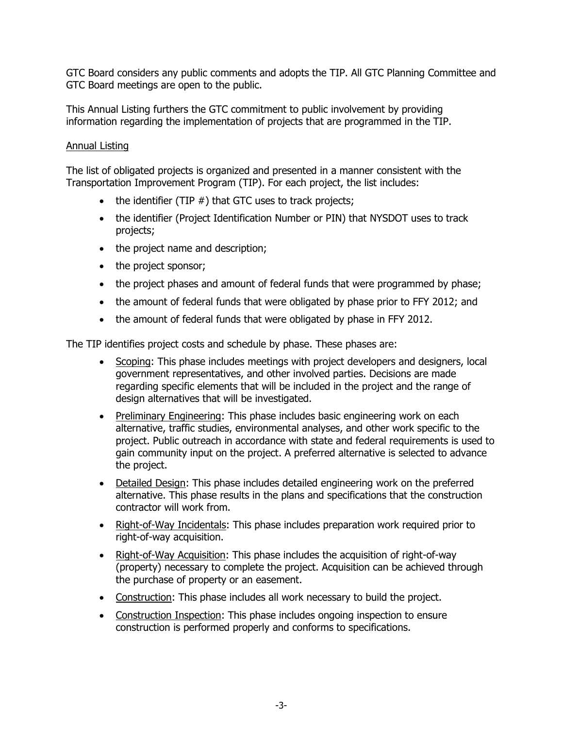GTC Board considers any public comments and adopts the TIP. All GTC Planning Committee and GTC Board meetings are open to the public.

This Annual Listing furthers the GTC commitment to public involvement by providing information regarding the implementation of projects that are programmed in the TIP.

Annual Listing

The list of obligated projects is organized and presented in a manner consistent with the Transportation Improvement Program (TIP). For each project, the list includes:

- the identifier (TIP #) that GTC uses to track projects;
- the identifier (Project Identification Number or PIN) that NYSDOT uses to track projects;
- the project name and description;
- the project sponsor;
- the project phases and amount of federal funds that were programmed by phase;
- the amount of federal funds that were obligated by phase prior to FFY 2012; and
- the amount of federal funds that were obligated by phase in FFY 2012.

The TIP identifies project costs and schedule by phase. These phases are:

- Scoping: This phase includes meetings with project developers and designers, local government representatives, and other involved parties. Decisions are made regarding specific elements that will be included in the project and the range of design alternatives that will be investigated.
- Preliminary Engineering: This phase includes basic engineering work on each alternative, traffic studies, environmental analyses, and other work specific to the project. Public outreach in accordance with state and federal requirements is used to gain community input on the project. A preferred alternative is selected to advance the project.
- Detailed Design: This phase includes detailed engineering work on the preferred alternative. This phase results in the plans and specifications that the construction contractor will work from.
- Right-of-Way Incidentals: This phase includes preparation work required prior to right-of-way acquisition.
- Right-of-Way Acquisition: This phase includes the acquisition of right-of-way (property) necessary to complete the project. Acquisition can be achieved through the purchase of property or an easement.
- Construction: This phase includes all work necessary to build the project.
- Construction Inspection: This phase includes ongoing inspection to ensure construction is performed properly and conforms to specifications.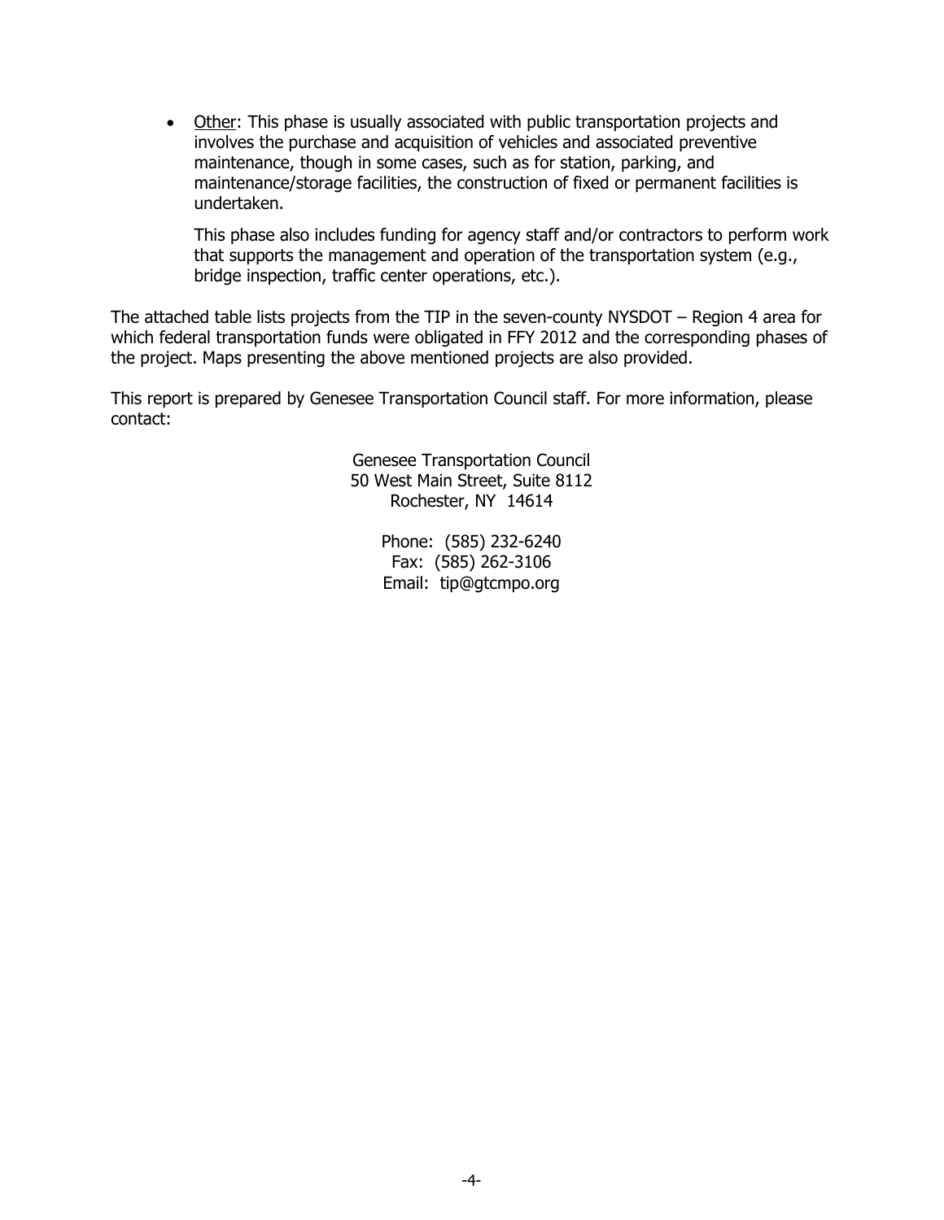- Other: This phase is usually associated with public transportation projects and involves the purchase and acquisition of vehicles and associated preventive maintenance, though in some cases, such as for station, parking, and maintenance/storage facilities, the construction of fixed or permanent facilities is undertaken.

  This phase also includes funding for agency staff and/or contractors to perform work that supports the management and operation of the transportation system (e.g., bridge inspection, traffic center operations, etc.).

The attached table lists projects from the TIP in the seven-county NYSDOT – Region 4 area for which federal transportation funds were obligated in FFY 2012 and the corresponding phases of the project. Maps presenting the above mentioned projects are also provided.

This report is prepared by Genesee Transportation Council staff. For more information, please contact:

Genesee Transportation Council
50 West Main Street, Suite 8112
Rochester, NY 14614

Phone: (585) 232-6240
Fax: (585) 262-3106
Email: tip@gtcmpo.org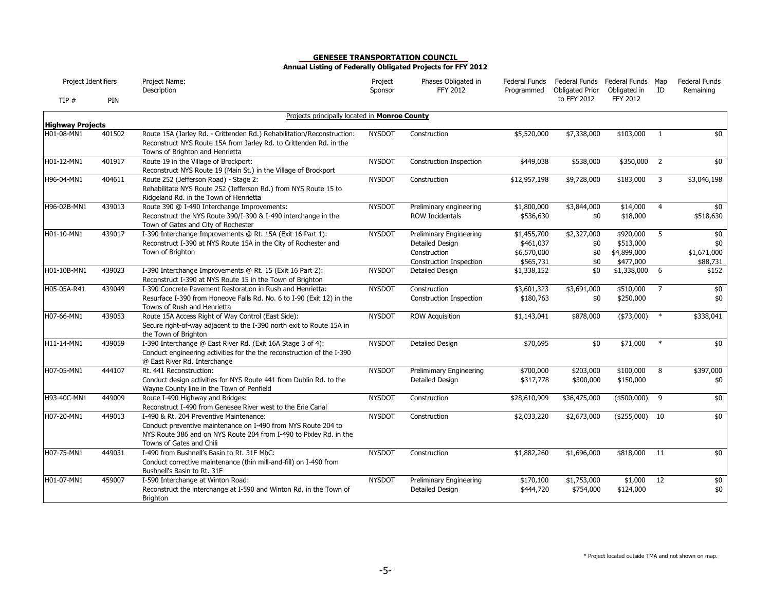**GENESEE TRANSPORTATION COUNCIL**

**Annual Listing of Federally Obligated Projects for FFY 2012**

| TIP # | PIN | Project Name: Description | Project Sponsor | Phases Obligated in FFY 2012 | Federal Funds Programmed | Federal Funds Obligated Prior to FFY 2012 | Federal Funds Obligated in FFY 2012 | Map ID | Federal Funds Remaining |
|---|---|---|---|---|---|---|---|---|---|
| | | Projects principally located in **Monroe County** | | | | | | | |
| **Highway Projects** | | | | | | | | | |
| H01-08-MN1 | 401502 | Route 15A (Jarley Rd. - Crittenden Rd.) Rehabilitation/Reconstruction: Reconstruct NYS Route 15A from Jarley Rd. to Crittenden Rd. in the Towns of Brighton and Henrietta | NYSDOT | Construction | $5,520,000 | $7,338,000 | $103,000 | 1 | $0 |
| H01-12-MN1 | 401917 | Route 19 in the Village of Brockport: Reconstruct NYS Route 19 (Main St.) in the Village of Brockport | NYSDOT | Construction Inspection | $449,038 | $538,000 | $350,000 | 2 | $0 |
| H96-04-MN1 | 404611 | Route 252 (Jefferson Road) - Stage 2: Rehabilitate NYS Route 252 (Jefferson Rd.) from NYS Route 15 to Ridgeland Rd. in the Town of Henrietta | NYSDOT | Construction | $12,957,198 | $9,728,000 | $183,000 | 3 | $3,046,198 |
| H96-02B-MN1 | 439013 | Route 390 @ I-490 Interchange Improvements: Reconstruct the NYS Route 390/I-390 & I-490 interchange in the Town of Gates and City of Rochester | NYSDOT | Preliminary engineering | $1,800,000 | $3,844,000 | $14,000 | 4 | $0 |
| | | | | ROW Incidentals | $536,630 | $0 | $18,000 | | $518,630 |
| H01-10-MN1 | 439017 | I-390 Interchange Improvements @ Rt. 15A (Exit 16 Part 1): Reconstruct I-390 at NYS Route 15A in the City of Rochester and Town of Brighton | NYSDOT | Preliminary Engineering | $1,455,700 | $2,327,000 | $920,000 | 5 | $0 |
| | | | | Detailed Design | $461,037 | $0 | $513,000 | | $0 |
| | | | | Construction | $6,570,000 | $0 | $4,899,000 | | $1,671,000 |
| | | | | Construction Inspection | $565,731 | $0 | $477,000 | | $88,731 |
| H01-10B-MN1 | 439023 | I-390 Interchange Improvements @ Rt. 15 (Exit 16 Part 2): Reconstruct I-390 at NYS Route 15 in the Town of Brighton | NYSDOT | Detailed Design | $1,338,152 | $0 | $1,338,000 | 6 | $152 |
| H05-05A-R41 | 439049 | I-390 Concrete Pavement Restoration in Rush and Henrietta: Resurface I-390 from Honeoye Falls Rd. No. 6 to I-90 (Exit 12) in the Towns of Rush and Henrietta | NYSDOT | Construction | $3,601,323 | $3,691,000 | $510,000 | 7 | $0 |
| | | | | Construction Inspection | $180,763 | $0 | $250,000 | | $0 |
| H07-66-MN1 | 439053 | Route 15A Access Right of Way Control (East Side): Secure right-of-way adjacent to the I-390 north exit to Route 15A in the Town of Brighton | NYSDOT | ROW Acquisition | $1,143,041 | $878,000 | ($73,000) | * | $338,041 |
| H11-14-MN1 | 439059 | I-390 Interchange @ East River Rd. (Exit 16A Stage 3 of 4): Conduct engineering activities for the the reconstruction of the I-390 @ East River Rd. Interchange | NYSDOT | Detailed Design | $70,695 | $0 | $71,000 | * | $0 |
| H07-05-MN1 | 444107 | Rt. 441 Reconstruction: Conduct design activities for NYS Route 441 from Dublin Rd. to the Wayne County line in the Town of Penfield | NYSDOT | Prelimimary Engineering | $700,000 | $203,000 | $100,000 | 8 | $397,000 |
| | | | | Detailed Design | $317,778 | $300,000 | $150,000 | | $0 |
| H93-40C-MN1 | 449009 | Route I-490 Highway and Bridges: Reconstruct I-490 from Genesee River west to the Erie Canal | NYSDOT | Construction | $28,610,909 | $36,475,000 | ($500,000) | 9 | $0 |
| H07-20-MN1 | 449013 | I-490 & Rt. 204 Preventive Maintenance: Conduct preventive maintenance on I-490 from NYS Route 204 to NYS Route 386 and on NYS Route 204 from I-490 to Pixley Rd. in the Towns of Gates and Chili | NYSDOT | Construction | $2,033,220 | $2,673,000 | ($255,000) | 10 | $0 |
| H07-75-MN1 | 449031 | I-490 from Bushnell's Basin to Rt. 31F MbC: Conduct corrective maintenance (thin mill-and-fill) on I-490 from Bushnell's Basin to Rt. 31F | NYSDOT | Construction | $1,882,260 | $1,696,000 | $818,000 | 11 | $0 |
| H01-07-MN1 | 459007 | I-590 Interchange at Winton Road: Reconstruct the interchange at I-590 and Winton Rd. in the Town of Brighton | NYSDOT | Preliminary Engineering | $170,100 | $1,753,000 | $1,000 | 12 | $0 |
| | | | | Detailed Design | $444,720 | $754,000 | $124,000 | | $0 |

\* Project located outside TMA and not shown on map.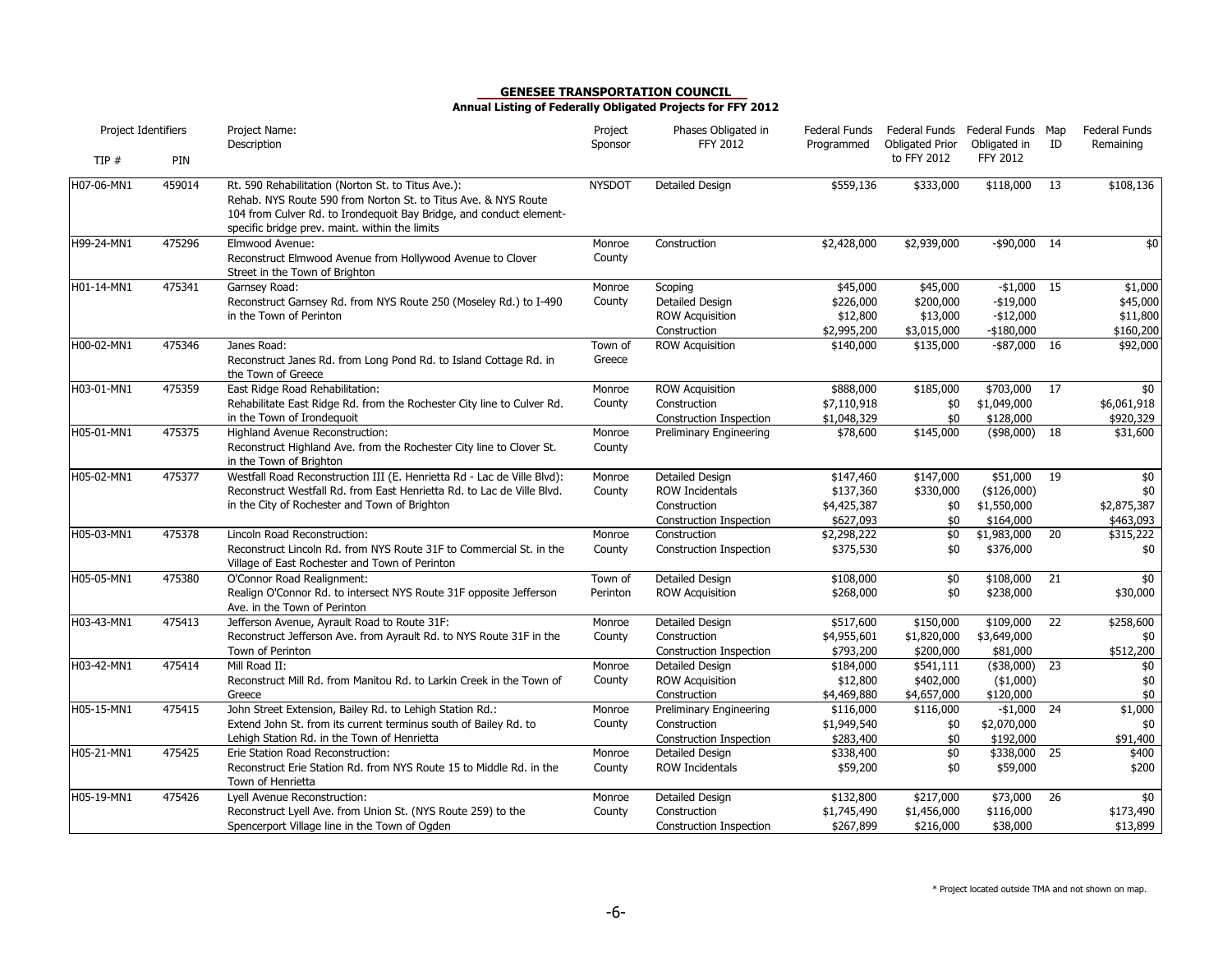**GENESEE TRANSPORTATION COUNCIL**

**Annual Listing of Federally Obligated Projects for FFY 2012**

| TIP # | PIN | Project Name: Description | Project Sponsor | Phases Obligated in FFY 2012 | Federal Funds Programmed | Federal Funds Obligated Prior to FFY 2012 | Federal Funds Obligated in FFY 2012 | Map ID | Federal Funds Remaining |
|---|---|---|---|---|---|---|---|---|---|
| H07-06-MN1 | 459014 | Rt. 590 Rehabilitation (Norton St. to Titus Ave.): Rehab. NYS Route 590 from Norton St. to Titus Ave. & NYS Route 104 from Culver Rd. to Irondequoit Bay Bridge, and conduct element-specific bridge prev. maint. within the limits | NYSDOT | Detailed Design | $559,136 | $333,000 | $118,000 | 13 | $108,136 |
| H99-24-MN1 | 475296 | Elmwood Avenue: Reconstruct Elmwood Avenue from Hollywood Avenue to Clover Street in the Town of Brighton | Monroe County | Construction | $2,428,000 | $2,939,000 | -$90,000 | 14 | $0 |
| H01-14-MN1 | 475341 | Garnsey Road: Reconstruct Garnsey Rd. from NYS Route 250 (Moseley Rd.) to I-490 in the Town of Perinton | Monroe County | Scoping | $45,000 | $45,000 | -$1,000 | 15 | $1,000 |
| | | | | Detailed Design | $226,000 | $200,000 | -$19,000 | | $45,000 |
| | | | | ROW Acquisition | $12,800 | $13,000 | -$12,000 | | $11,800 |
| | | | | Construction | $2,995,200 | $3,015,000 | -$180,000 | | $160,200 |
| H00-02-MN1 | 475346 | Janes Road: Reconstruct Janes Rd. from Long Pond Rd. to Island Cottage Rd. in the Town of Greece | Town of Greece | ROW Acquisition | $140,000 | $135,000 | -$87,000 | 16 | $92,000 |
| H03-01-MN1 | 475359 | East Ridge Road Rehabilitation: Rehabilitate East Ridge Rd. from the Rochester City line to Culver Rd. in the Town of Irondequoit | Monroe County | ROW Acquisition | $888,000 | $185,000 | $703,000 | 17 | $0 |
| | | | | Construction | $7,110,918 | $0 | $1,049,000 | | $6,061,918 |
| | | | | Construction Inspection | $1,048,329 | $0 | $128,000 | | $920,329 |
| H05-01-MN1 | 475375 | Highland Avenue Reconstruction: Reconstruct Highland Ave. from the Rochester City line to Clover St. in the Town of Brighton | Monroe County | Preliminary Engineering | $78,600 | $145,000 | ($98,000) | 18 | $31,600 |
| H05-02-MN1 | 475377 | Westfall Road Reconstruction III (E. Henrietta Rd - Lac de Ville Blvd): Reconstruct Westfall Rd. from East Henrietta Rd. to Lac de Ville Blvd. in the City of Rochester and Town of Brighton | Monroe County | Detailed Design | $147,460 | $147,000 | $51,000 | 19 | $0 |
| | | | | ROW Incidentals | $137,360 | $330,000 | ($126,000) | | $0 |
| | | | | Construction | $4,425,387 | $0 | $1,550,000 | | $2,875,387 |
| | | | | Construction Inspection | $627,093 | $0 | $164,000 | | $463,093 |
| H05-03-MN1 | 475378 | Lincoln Road Reconstruction: Reconstruct Lincoln Rd. from NYS Route 31F to Commercial St. in the Village of East Rochester and Town of Perinton | Monroe County | Construction | $2,298,222 | $0 | $1,983,000 | 20 | $315,222 |
| | | | | Construction Inspection | $375,530 | $0 | $376,000 | | $0 |
| H05-05-MN1 | 475380 | O'Connor Road Realignment: Realign O'Connor Rd. to intersect NYS Route 31F opposite Jefferson Ave. in the Town of Perinton | Town of Perinton | Detailed Design | $108,000 | $0 | $108,000 | 21 | $0 |
| | | | | ROW Acquisition | $268,000 | $0 | $238,000 | | $30,000 |
| H03-43-MN1 | 475413 | Jefferson Avenue, Ayrault Road to Route 31F: Reconstruct Jefferson Ave. from Ayrault Rd. to NYS Route 31F in the Town of Perinton | Monroe County | Detailed Design | $517,600 | $150,000 | $109,000 | 22 | $258,600 |
| | | | | Construction | $4,955,601 | $1,820,000 | $3,649,000 | | $0 |
| | | | | Construction Inspection | $793,200 | $200,000 | $81,000 | | $512,200 |
| H03-42-MN1 | 475414 | Mill Road II: Reconstruct Mill Rd. from Manitou Rd. to Larkin Creek in the Town of Greece | Monroe County | Detailed Design | $184,000 | $541,111 | ($38,000) | 23 | $0 |
| | | | | ROW Acquisition | $12,800 | $402,000 | ($1,000) | | $0 |
| | | | | Construction | $4,469,880 | $4,657,000 | $120,000 | | $0 |
| H05-15-MN1 | 475415 | John Street Extension, Bailey Rd. to Lehigh Station Rd.: Extend John St. from its current terminus south of Bailey Rd. to Lehigh Station Rd. in the Town of Henrietta | Monroe County | Preliminary Engineering | $116,000 | $116,000 | -$1,000 | 24 | $1,000 |
| | | | | Construction | $1,949,540 | $0 | $2,070,000 | | $0 |
| | | | | Construction Inspection | $283,400 | $0 | $192,000 | | $91,400 |
| H05-21-MN1 | 475425 | Erie Station Road Reconstruction: Reconstruct Erie Station Rd. from NYS Route 15 to Middle Rd. in the Town of Henrietta | Monroe County | Detailed Design | $338,400 | $0 | $338,000 | 25 | $400 |
| | | | | ROW Incidentals | $59,200 | $0 | $59,000 | | $200 |
| H05-19-MN1 | 475426 | Lyell Avenue Reconstruction: Reconstruct Lyell Ave. from Union St. (NYS Route 259) to the Spencerport Village line in the Town of Ogden | Monroe County | Detailed Design | $132,800 | $217,000 | $73,000 | 26 | $0 |
| | | | | Construction | $1,745,490 | $1,456,000 | $116,000 | | $173,490 |
| | | | | Construction Inspection | $267,899 | $216,000 | $38,000 | | $13,899 |

\* Project located outside TMA and not shown on map.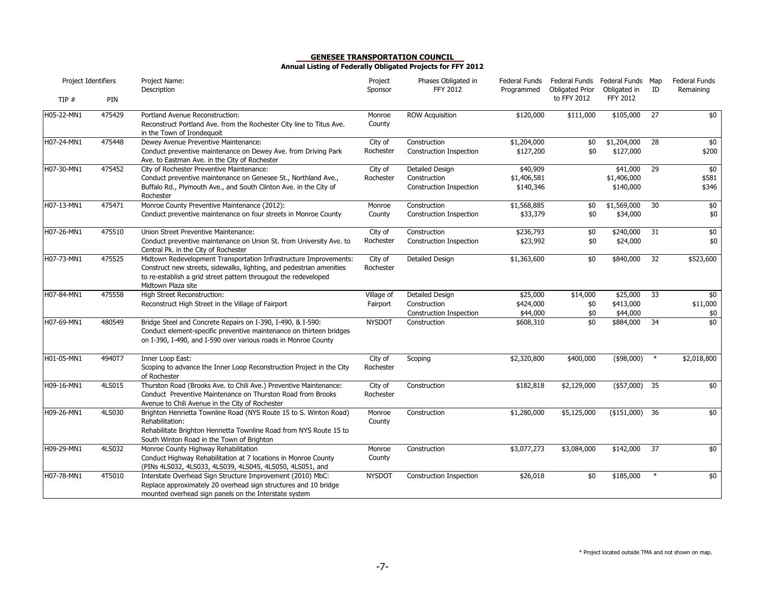## GENESEE TRANSPORTATION COUNCIL

### Annual Listing of Federally Obligated Projects for FFY 2012

| Project Identifiers | | Project Name: Description | Project Sponsor | Phases Obligated in FFY 2012 | Federal Funds Programmed | Federal Funds Obligated Prior to FFY 2012 | Federal Funds Obligated in FFY 2012 | Map ID | Federal Funds Remaining |
|---|---|---|---|---|---|---|---|---|---|
| TIP # | PIN | | | | | | | | |
| H05-22-MN1 | 475429 | Portland Avenue Reconstruction: Reconstruct Portland Ave. from the Rochester City line to Titus Ave. in the Town of Irondequoit | Monroe County | ROW Acquisition | $120,000 | $111,000 | $105,000 | 27 | $0 |
| H07-24-MN1 | 475448 | Dewey Avenue Preventive Maintenance: Conduct preventive maintenance on Dewey Ave. from Driving Park Ave. to Eastman Ave. in the City of Rochester | City of Rochester | Construction<br>Construction Inspection | $1,204,000<br>$127,200 | $0<br>$0 | $1,204,000<br>$127,000 | 28 | $0<br>$200 |
| H07-30-MN1 | 475452 | City of Rochester Preventive Maintenance: Conduct preventive maintenance on Genesee St., Northland Ave., Buffalo Rd., Plymouth Ave., and South Clinton Ave. in the City of Rochester | City of Rochester | Detailed Design<br>Construction<br>Construction Inspection | $40,909<br>$1,406,581<br>$140,346 | | $41,000<br>$1,406,000<br>$140,000 | 29 | $0<br>$581<br>$346 |
| H07-13-MN1 | 475471 | Monroe County Preventive Maintenance (2012): Conduct preventive maintenance on four streets in Monroe County | Monroe County | Construction<br>Construction Inspection | $1,568,885<br>$33,379 | $0<br>$0 | $1,569,000<br>$34,000 | 30 | $0<br>$0 |
| H07-26-MN1 | 475510 | Union Street Preventive Maintenance: Conduct preventive maintenance on Union St. from University Ave. to Central Pk. in the City of Rochester | City of Rochester | Construction<br>Construction Inspection | $236,793<br>$23,992 | $0<br>$0 | $240,000<br>$24,000 | 31 | $0<br>$0 |
| H07-73-MN1 | 475525 | Midtown Redevelopment Transportation Infrastructure Improvements: Construct new streets, sidewalks, lighting, and pedestrian amenities to re-establish a grid street pattern througout the redeveloped Midtown Plaza site | City of Rochester | Detailed Design | $1,363,600 | $0 | $840,000 | 32 | $523,600 |
| H07-84-MN1 | 475558 | High Street Reconstruction: Reconstruct High Street in the Village of Fairport | Village of Fairport | Detailed Design<br>Construction<br>Construction Inspection | $25,000<br>$424,000<br>$44,000 | $14,000<br>$0<br>$0 | $25,000<br>$413,000<br>$44,000 | 33 | $0<br>$11,000<br>$0 |
| H07-69-MN1 | 480549 | Bridge Steel and Concrete Repairs on I-390, I-490, & I-590: Conduct element-specific preventive maintenance on thirteen bridges on I-390, I-490, and I-590 over various roads in Monroe County | NYSDOT | Construction | $608,310 | $0 | $884,000 | 34 | $0 |
| H01-05-MN1 | 4940T7 | Inner Loop East: Scoping to advance the Inner Loop Reconstruction Project in the City of Rochester | City of Rochester | Scoping | $2,320,800 | $400,000 | ($98,000) | * | $2,018,800 |
| H09-16-MN1 | 4LS015 | Thurston Road (Brooks Ave. to Chili Ave.) Preventive Maintenance: Conduct Preventive Maintenance on Thurston Road from Brooks Avenue to Chili Avenue in the City of Rochester | City of Rochester | Construction | $182,818 | $2,129,000 | ($57,000) | 35 | $0 |
| H09-26-MN1 | 4LS030 | Brighton Henrietta Townline Road (NYS Route 15 to S. Winton Road) Rehabilitation: Rehabilitate Brighton Henrietta Townline Road from NYS Route 15 to South Winton Road in the Town of Brighton | Monroe County | Construction | $1,280,000 | $5,125,000 | ($151,000) | 36 | $0 |
| H09-29-MN1 | 4LS032 | Monroe County Highway Rehabilitation Conduct Highway Rehabilitation at 7 locations in Monroe County (PINs 4LS032, 4LS033, 4LS039, 4LS045, 4LS050, 4LS051, and | Monroe County | Construction | $3,077,273 | $3,084,000 | $142,000 | 37 | $0 |
| H07-78-MN1 | 4T5010 | Interstate Overhead Sign Structure Improvement (2010) MbC: Replace approximately 20 overhead sign structures and 10 bridge mounted overhead sign panels on the Interstate system | NYSDOT | Construction Inspection | $26,018 | $0 | $185,000 | * | $0 |

\* Project located outside TMA and not shown on map.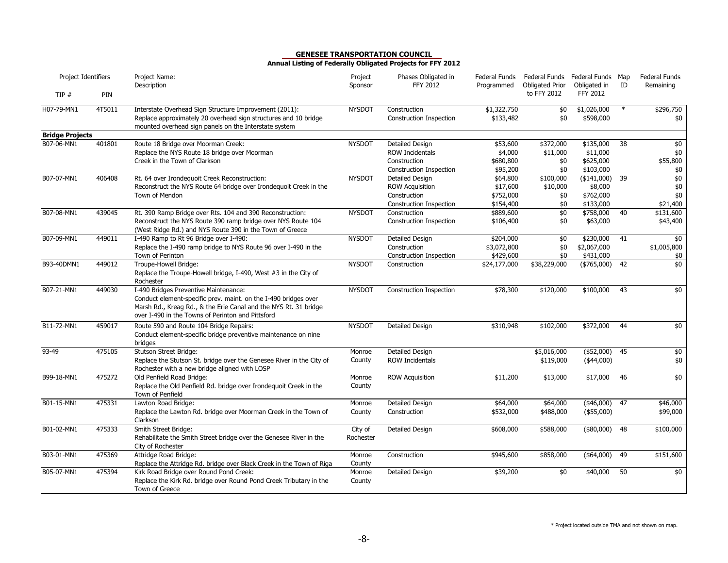**GENESEE TRANSPORTATION COUNCIL**

**Annual Listing of Federally Obligated Projects for FFY 2012**

| TIP # | PIN | Project Name: Description | Project Sponsor | Phases Obligated in FFY 2012 | Federal Funds Programmed | Federal Funds Obligated Prior to FFY 2012 | Federal Funds Obligated in FFY 2012 | Map ID | Federal Funds Remaining |
|---|---|---|---|---|---|---|---|---|---|
| H07-79-MN1 | 4T5011 | Interstate Overhead Sign Structure Improvement (2011): Replace approximately 20 overhead sign structures and 10 bridge mounted overhead sign panels on the Interstate system | NYSDOT | Construction | $1,322,750 | $0 | $1,026,000 | * | $296,750 |
| | | | | Construction Inspection | $133,482 | $0 | $598,000 | | $0 |
| **Bridge Projects** | | | | | | | | | |
| B07-06-MN1 | 401801 | Route 18 Bridge over Moorman Creek: Replace the NYS Route 18 bridge over Moorman Creek in the Town of Clarkson | NYSDOT | Detailed Design | $53,600 | $372,000 | $135,000 | 38 | $0 |
| | | | | ROW Incidentals | $4,000 | $11,000 | $11,000 | | $0 |
| | | | | Construction | $680,800 | $0 | $625,000 | | $55,800 |
| | | | | Construction Inspection | $95,200 | $0 | $103,000 | | $0 |
| B07-07-MN1 | 406408 | Rt. 64 over Irondequoit Creek Reconstruction: Reconstruct the NYS Route 64 bridge over Irondequoit Creek in the Town of Mendon | NYSDOT | Detailed Design | $64,800 | $100,000 | ($141,000) | 39 | $0 |
| | | | | ROW Acquisition | $17,600 | $10,000 | $8,000 | | $0 |
| | | | | Construction | $752,000 | $0 | $762,000 | | $0 |
| | | | | Construction Inspection | $154,400 | $0 | $133,000 | | $21,400 |
| B07-08-MN1 | 439045 | Rt. 390 Ramp Bridge over Rts. 104 and 390 Reconstruction: Reconstruct the NYS Route 390 ramp bridge over NYS Route 104 (West Ridge Rd.) and NYS Route 390 in the Town of Greece | NYSDOT | Construction | $889,600 | $0 | $758,000 | 40 | $131,600 |
| | | | | Construction Inspection | $106,400 | $0 | $63,000 | | $43,400 |
| B07-09-MN1 | 449011 | I-490 Ramp to Rt 96 Bridge over I-490: Replace the I-490 ramp bridge to NYS Route 96 over I-490 in the Town of Perinton | NYSDOT | Detailed Design | $204,000 | $0 | $230,000 | 41 | $0 |
| | | | | Construction | $3,072,800 | $0 | $2,067,000 | | $1,005,800 |
| | | | | Construction Inspection | $429,600 | $0 | $431,000 | | $0 |
| B93-40DMN1 | 449012 | Troupe-Howell Bridge: Replace the Troupe-Howell bridge, I-490, West #3 in the City of Rochester | NYSDOT | Construction | $24,177,000 | $38,229,000 | ($765,000) | 42 | $0 |
| B07-21-MN1 | 449030 | I-490 Bridges Preventive Maintenance: Conduct element-specific prev. maint. on the I-490 bridges over Marsh Rd., Kreag Rd., & the Erie Canal and the NYS Rt. 31 bridge over I-490 in the Towns of Perinton and Pittsford | NYSDOT | Construction Inspection | $78,300 | $120,000 | $100,000 | 43 | $0 |
| B11-72-MN1 | 459017 | Route 590 and Route 104 Bridge Repairs: Conduct element-specific bridge preventive maintenance on nine bridges | NYSDOT | Detailed Design | $310,948 | $102,000 | $372,000 | 44 | $0 |
| 93-49 | 475105 | Stutson Street Bridge: Replace the Stutson St. bridge over the Genesee River in the City of Rochester with a new bridge aligned with LOSP | Monroe County | Detailed Design | | $5,016,000 | ($52,000) | 45 | $0 |
| | | | | ROW Incidentals | | $119,000 | ($44,000) | | $0 |
| B99-18-MN1 | 475272 | Old Penfield Road Bridge: Replace the Old Penfield Rd. bridge over Irondequoit Creek in the Town of Penfield | Monroe County | ROW Acquisition | $11,200 | $13,000 | $17,000 | 46 | $0 |
| B01-15-MN1 | 475331 | Lawton Road Bridge: Replace the Lawton Rd. bridge over Moorman Creek in the Town of Clarkson | Monroe County | Detailed Design | $64,000 | $64,000 | ($46,000) | 47 | $46,000 |
| | | | | Construction | $532,000 | $488,000 | ($55,000) | | $99,000 |
| B01-02-MN1 | 475333 | Smith Street Bridge: Rehabilitate the Smith Street bridge over the Genesee River in the City of Rochester | City of Rochester | Detailed Design | $608,000 | $588,000 | ($80,000) | 48 | $100,000 |
| B03-01-MN1 | 475369 | Attridge Road Bridge: Replace the Attridge Rd. bridge over Black Creek in the Town of Riga | Monroe County | Construction | $945,600 | $858,000 | ($64,000) | 49 | $151,600 |
| B05-07-MN1 | 475394 | Kirk Road Bridge over Round Pond Creek: Replace the Kirk Rd. bridge over Round Pond Creek Tributary in the Town of Greece | Monroe County | Detailed Design | $39,200 | $0 | $40,000 | 50 | $0 |

\* Project located outside TMA and not shown on map.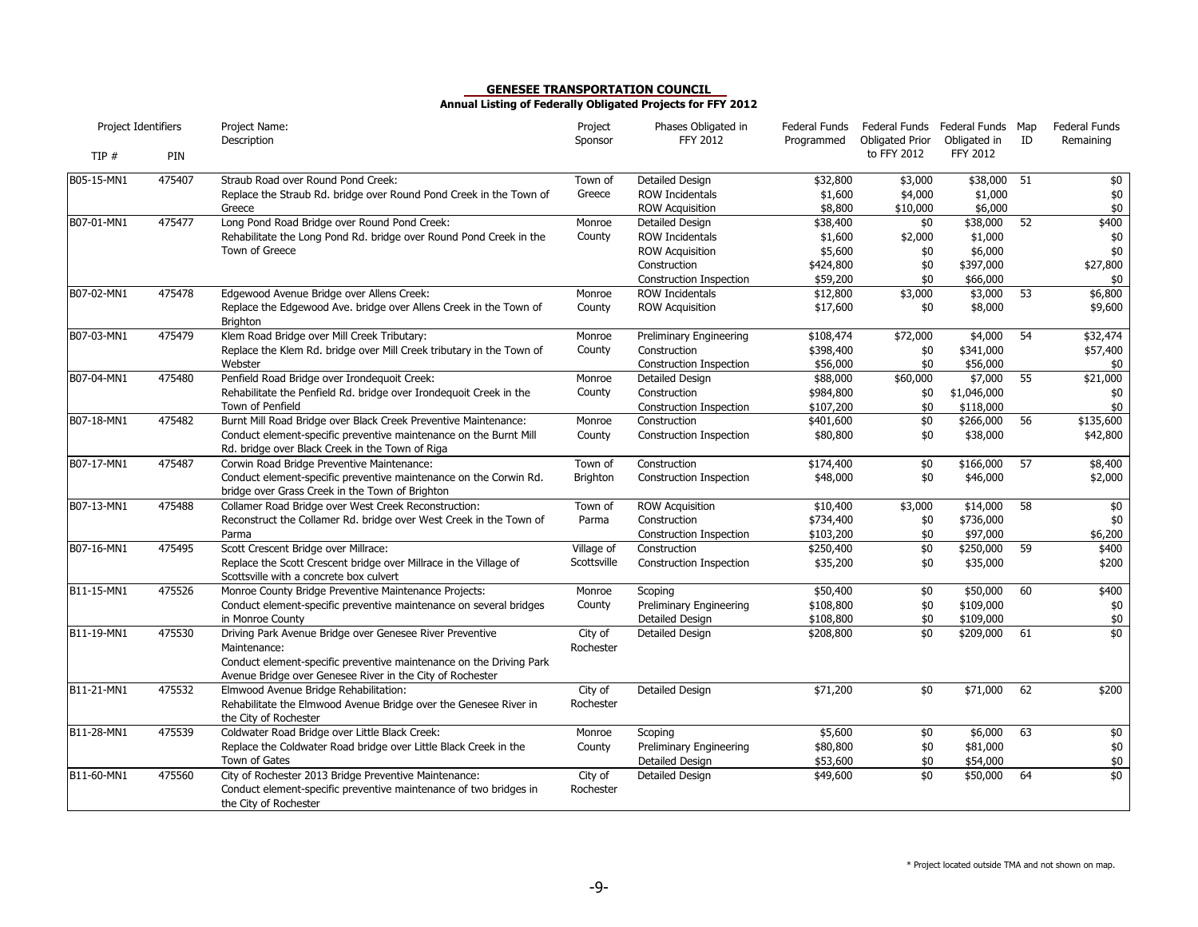**GENESEE TRANSPORTATION COUNCIL**

**Annual Listing of Federally Obligated Projects for FFY 2012**

| Project Identifiers | | Project Name: Description | Project Sponsor | Phases Obligated in FFY 2012 | Federal Funds Programmed | Federal Funds Obligated Prior to FFY 2012 | Federal Funds Obligated in FFY 2012 | Map ID | Federal Funds Remaining |
|---|---|---|---|---|---|---|---|---|---|
| TIP # | PIN | | | | | | | | |
| B05-15-MN1 | 475407 | Straub Road over Round Pond Creek: Replace the Straub Rd. bridge over Round Pond Creek in the Town of Greece | Town of Greece | Detailed Design | $32,800 | $3,000 | $38,000 | 51 | $0 |
| | | | | ROW Incidentals | $1,600 | $4,000 | $1,000 | | $0 |
| | | | | ROW Acquisition | $8,800 | $10,000 | $6,000 | | $0 |
| B07-01-MN1 | 475477 | Long Pond Road Bridge over Round Pond Creek: Rehabilitate the Long Pond Rd. bridge over Round Pond Creek in the Town of Greece | Monroe County | Detailed Design | $38,400 | $0 | $38,000 | 52 | $400 |
| | | | | ROW Incidentals | $1,600 | $2,000 | $1,000 | | $0 |
| | | | | ROW Acquisition | $5,600 | $0 | $6,000 | | $0 |
| | | | | Construction | $424,800 | $0 | $397,000 | | $27,800 |
| | | | | Construction Inspection | $59,200 | $0 | $66,000 | | $0 |
| B07-02-MN1 | 475478 | Edgewood Avenue Bridge over Allens Creek: Replace the Edgewood Ave. bridge over Allens Creek in the Town of Brighton | Monroe County | ROW Incidentals | $12,800 | $3,000 | $3,000 | 53 | $6,800 |
| | | | | ROW Acquisition | $17,600 | $0 | $8,000 | | $9,600 |
| B07-03-MN1 | 475479 | Klem Road Bridge over Mill Creek Tributary: Replace the Klem Rd. bridge over Mill Creek tributary in the Town of Webster | Monroe County | Preliminary Engineering | $108,474 | $72,000 | $4,000 | 54 | $32,474 |
| | | | | Construction | $398,400 | $0 | $341,000 | | $57,400 |
| | | | | Construction Inspection | $56,000 | $0 | $56,000 | | $0 |
| B07-04-MN1 | 475480 | Penfield Road Bridge over Irondequoit Creek: Rehabilitate the Penfield Rd. bridge over Irondequoit Creek in the Town of Penfield | Monroe County | Detailed Design | $88,000 | $60,000 | $7,000 | 55 | $21,000 |
| | | | | Construction | $984,800 | $0 | $1,046,000 | | $0 |
| | | | | Construction Inspection | $107,200 | $0 | $118,000 | | $0 |
| B07-18-MN1 | 475482 | Burnt Mill Road Bridge over Black Creek Preventive Maintenance: Conduct element-specific preventive maintenance on the Burnt Mill Rd. bridge over Black Creek in the Town of Riga | Monroe County | Construction | $401,600 | $0 | $266,000 | 56 | $135,600 |
| | | | | Construction Inspection | $80,800 | $0 | $38,000 | | $42,800 |
| B07-17-MN1 | 475487 | Corwin Road Bridge Preventive Maintenance: Conduct element-specific preventive maintenance on the Corwin Rd. bridge over Grass Creek in the Town of Brighton | Town of Brighton | Construction | $174,400 | $0 | $166,000 | 57 | $8,400 |
| | | | | Construction Inspection | $48,000 | $0 | $46,000 | | $2,000 |
| B07-13-MN1 | 475488 | Collamer Road Bridge over West Creek Reconstruction: Reconstruct the Collamer Rd. bridge over West Creek in the Town of Parma | Town of Parma | ROW Acquisition | $10,400 | $3,000 | $14,000 | 58 | $0 |
| | | | | Construction | $734,400 | $0 | $736,000 | | $0 |
| | | | | Construction Inspection | $103,200 | $0 | $97,000 | | $6,200 |
| B07-16-MN1 | 475495 | Scott Crescent Bridge over Millrace: Replace the Scott Crescent bridge over Millrace in the Village of Scottsville with a concrete box culvert | Village of Scottsville | Construction | $250,400 | $0 | $250,000 | 59 | $400 |
| | | | | Construction Inspection | $35,200 | $0 | $35,000 | | $200 |
| B11-15-MN1 | 475526 | Monroe County Bridge Preventive Maintenance Projects: Conduct element-specific preventive maintenance on several bridges in Monroe County | Monroe County | Scoping | $50,400 | $0 | $50,000 | 60 | $400 |
| | | | | Preliminary Engineering | $108,800 | $0 | $109,000 | | $0 |
| | | | | Detailed Design | $108,800 | $0 | $109,000 | | $0 |
| B11-19-MN1 | 475530 | Driving Park Avenue Bridge over Genesee River Preventive Maintenance: Conduct element-specific preventive maintenance on the Driving Park Avenue Bridge over Genesee River in the City of Rochester | City of Rochester | Detailed Design | $208,800 | $0 | $209,000 | 61 | $0 |
| B11-21-MN1 | 475532 | Elmwood Avenue Bridge Rehabilitation: Rehabilitate the Elmwood Avenue Bridge over the Genesee River in the City of Rochester | City of Rochester | Detailed Design | $71,200 | $0 | $71,000 | 62 | $200 |
| B11-28-MN1 | 475539 | Coldwater Road Bridge over Little Black Creek: Replace the Coldwater Road bridge over Little Black Creek in the Town of Gates | Monroe County | Scoping | $5,600 | $0 | $6,000 | 63 | $0 |
| | | | | Preliminary Engineering | $80,800 | $0 | $81,000 | | $0 |
| | | | | Detailed Design | $53,600 | $0 | $54,000 | | $0 |
| B11-60-MN1 | 475560 | City of Rochester 2013 Bridge Preventive Maintenance: Conduct element-specific preventive maintenance of two bridges in the City of Rochester | City of Rochester | Detailed Design | $49,600 | $0 | $50,000 | 64 | $0 |

\* Project located outside TMA and not shown on map.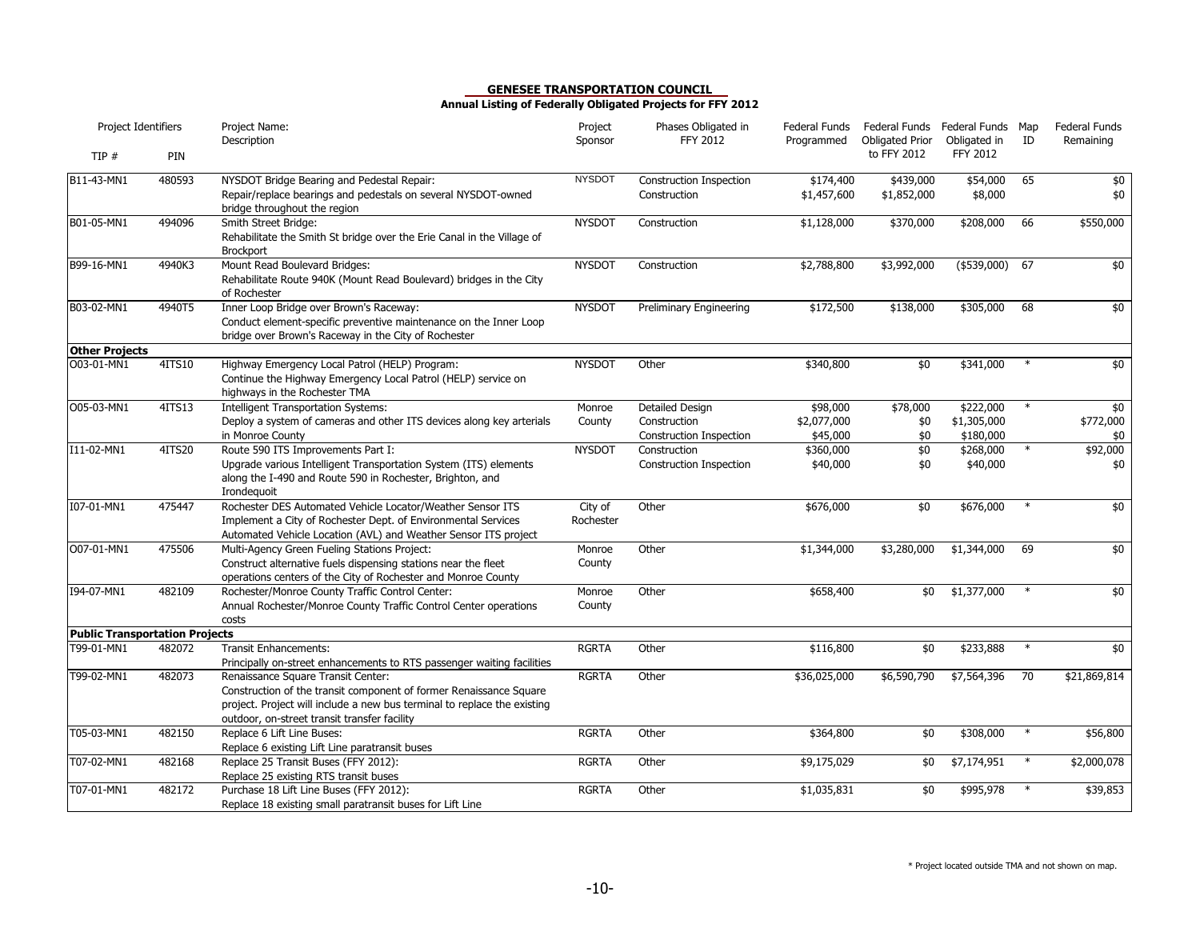**GENESEE TRANSPORTATION COUNCIL**

**Annual Listing of Federally Obligated Projects for FFY 2012**

| Project Identifiers | | Project Name: Description | Project Sponsor | Phases Obligated in FFY 2012 | Federal Funds Programmed | Federal Funds Obligated Prior to FFY 2012 | Federal Funds Obligated in FFY 2012 | Map ID | Federal Funds Remaining |
|---|---|---|---|---|---|---|---|---|---|
| TIP # | PIN | | | | | | | | |
| B11-43-MN1 | 480593 | NYSDOT Bridge Bearing and Pedestal Repair: Repair/replace bearings and pedestals on several NYSDOT-owned bridge throughout the region | NYSDOT | Construction Inspection<br>Construction | $174,400<br>$1,457,600 | $439,000<br>$1,852,000 | $54,000<br>$8,000 | 65 | $0<br>$0 |
| B01-05-MN1 | 494096 | Smith Street Bridge: Rehabilitate the Smith St bridge over the Erie Canal in the Village of Brockport | NYSDOT | Construction | $1,128,000 | $370,000 | $208,000 | 66 | $550,000 |
| B99-16-MN1 | 4940K3 | Mount Read Boulevard Bridges: Rehabilitate Route 940K (Mount Read Boulevard) bridges in the City of Rochester | NYSDOT | Construction | $2,788,800 | $3,992,000 | ($539,000) | 67 | $0 |
| B03-02-MN1 | 4940T5 | Inner Loop Bridge over Brown's Raceway: Conduct element-specific preventive maintenance on the Inner Loop bridge over Brown's Raceway in the City of Rochester | NYSDOT | Preliminary Engineering | $172,500 | $138,000 | $305,000 | 68 | $0 |
| **Other Projects** | | | | | | | | | |
| O03-01-MN1 | 4ITS10 | Highway Emergency Local Patrol (HELP) Program: Continue the Highway Emergency Local Patrol (HELP) service on highways in the Rochester TMA | NYSDOT | Other | $340,800 | $0 | $341,000 | * | $0 |
| O05-03-MN1 | 4ITS13 | Intelligent Transportation Systems: Deploy a system of cameras and other ITS devices along key arterials in Monroe County | Monroe County | Detailed Design<br>Construction<br>Construction Inspection | $98,000<br>$2,077,000<br>$45,000 | $78,000<br>$0<br>$0 | $222,000<br>$1,305,000<br>$180,000 | * | $0<br>$772,000<br>$0 |
| I11-02-MN1 | 4ITS20 | Route 590 ITS Improvements Part I: Upgrade various Intelligent Transportation System (ITS) elements along the I-490 and Route 590 in Rochester, Brighton, and Irondequoit | NYSDOT | Construction<br>Construction Inspection | $360,000<br>$40,000 | $0<br>$0 | $268,000<br>$40,000 | * | $92,000<br>$0 |
| I07-01-MN1 | 475447 | Rochester DES Automated Vehicle Locator/Weather Sensor ITS: Implement a City of Rochester Dept. of Environmental Services Automated Vehicle Location (AVL) and Weather Sensor ITS project | City of Rochester | Other | $676,000 | $0 | $676,000 | * | $0 |
| O07-01-MN1 | 475506 | Multi-Agency Green Fueling Stations Project: Construct alternative fuels dispensing stations near the fleet operations centers of the City of Rochester and Monroe County | Monroe County | Other | $1,344,000 | $3,280,000 | $1,344,000 | 69 | $0 |
| I94-07-MN1 | 482109 | Rochester/Monroe County Traffic Control Center: Annual Rochester/Monroe County Traffic Control Center operations costs | Monroe County | Other | $658,400 | $0 | $1,377,000 | * | $0 |
| **Public Transportation Projects** | | | | | | | | | |
| T99-01-MN1 | 482072 | Transit Enhancements: Principally on-street enhancements to RTS passenger waiting facilities | RGRTA | Other | $116,800 | $0 | $233,888 | * | $0 |
| T99-02-MN1 | 482073 | Renaissance Square Transit Center: Construction of the transit component of former Renaissance Square project. Project will include a new bus terminal to replace the existing outdoor, on-street transit transfer facility | RGRTA | Other | $36,025,000 | $6,590,790 | $7,564,396 | 70 | $21,869,814 |
| T05-03-MN1 | 482150 | Replace 6 Lift Line Buses: Replace 6 existing Lift Line paratransit buses | RGRTA | Other | $364,800 | $0 | $308,000 | * | $56,800 |
| T07-02-MN1 | 482168 | Replace 25 Transit Buses (FFY 2012): Replace 25 existing RTS transit buses | RGRTA | Other | $9,175,029 | $0 | $7,174,951 | * | $2,000,078 |
| T07-01-MN1 | 482172 | Purchase 18 Lift Line Buses (FFY 2012): Replace 18 existing small paratransit buses for Lift Line | RGRTA | Other | $1,035,831 | $0 | $995,978 | * | $39,853 |

\* Project located outside TMA and not shown on map.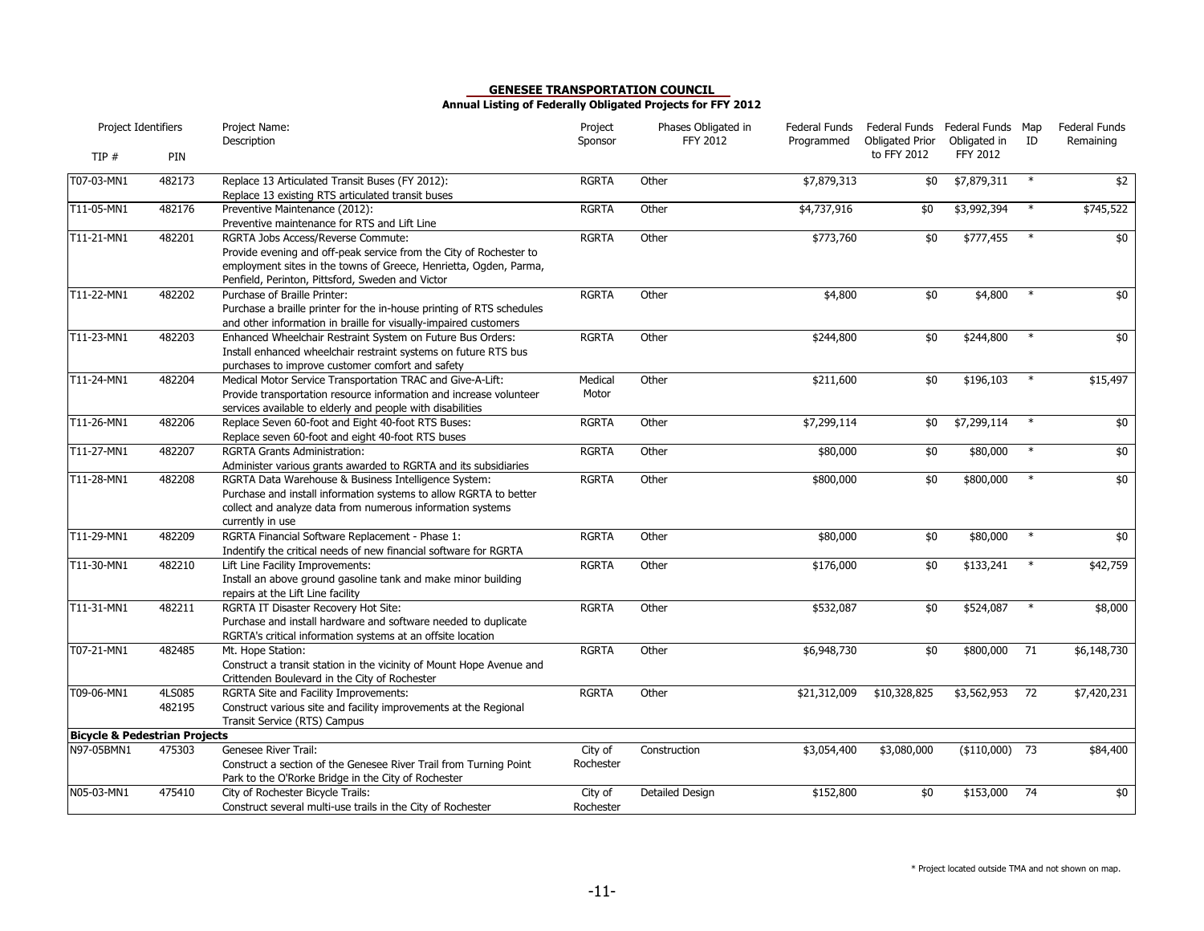**GENESEE TRANSPORTATION COUNCIL**

**Annual Listing of Federally Obligated Projects for FFY 2012**

| Project Identifiers | | Project Name: Description | Project Sponsor | Phases Obligated in FFY 2012 | Federal Funds Programmed | Federal Funds Obligated Prior to FFY 2012 | Federal Funds Obligated in FFY 2012 | Map ID | Federal Funds Remaining |
|---|---|---|---|---|---|---|---|---|---|
| TIP # | PIN | | | | | | | | |
| T07-03-MN1 | 482173 | Replace 13 Articulated Transit Buses (FY 2012): Replace 13 existing RTS articulated transit buses | RGRTA | Other | $7,879,313 | $0 | $7,879,311 | * | $2 |
| T11-05-MN1 | 482176 | Preventive Maintenance (2012): Preventive maintenance for RTS and Lift Line | RGRTA | Other | $4,737,916 | $0 | $3,992,394 | * | $745,522 |
| T11-21-MN1 | 482201 | RGRTA Jobs Access/Reverse Commute: Provide evening and off-peak service from the City of Rochester to employment sites in the towns of Greece, Henrietta, Ogden, Parma, Penfield, Perinton, Pittsford, Sweden and Victor | RGRTA | Other | $773,760 | $0 | $777,455 | * | $0 |
| T11-22-MN1 | 482202 | Purchase of Braille Printer: Purchase a braille printer for the in-house printing of RTS schedules and other information in braille for visually-impaired customers | RGRTA | Other | $4,800 | $0 | $4,800 | * | $0 |
| T11-23-MN1 | 482203 | Enhanced Wheelchair Restraint System on Future Bus Orders: Install enhanced wheelchair restraint systems on future RTS bus purchases to improve customer comfort and safety | RGRTA | Other | $244,800 | $0 | $244,800 | * | $0 |
| T11-24-MN1 | 482204 | Medical Motor Service Transportation TRAC and Give-A-Lift: Provide transportation resource information and increase volunteer services available to elderly and people with disabilities | Medical Motor | Other | $211,600 | $0 | $196,103 | * | $15,497 |
| T11-26-MN1 | 482206 | Replace Seven 60-foot and Eight 40-foot RTS Buses: Replace seven 60-foot and eight 40-foot RTS buses | RGRTA | Other | $7,299,114 | $0 | $7,299,114 | * | $0 |
| T11-27-MN1 | 482207 | RGRTA Grants Administration: Administer various grants awarded to RGRTA and its subsidiaries | RGRTA | Other | $80,000 | $0 | $80,000 | * | $0 |
| T11-28-MN1 | 482208 | RGRTA Data Warehouse & Business Intelligence System: Purchase and install information systems to allow RGRTA to better collect and analyze data from numerous information systems currently in use | RGRTA | Other | $800,000 | $0 | $800,000 | * | $0 |
| T11-29-MN1 | 482209 | RGRTA Financial Software Replacement - Phase 1: Indentify the critical needs of new financial software for RGRTA | RGRTA | Other | $80,000 | $0 | $80,000 | * | $0 |
| T11-30-MN1 | 482210 | Lift Line Facility Improvements: Install an above ground gasoline tank and make minor building repairs at the Lift Line facility | RGRTA | Other | $176,000 | $0 | $133,241 | * | $42,759 |
| T11-31-MN1 | 482211 | RGRTA IT Disaster Recovery Hot Site: Purchase and install hardware and software needed to duplicate RGRTA's critical information systems at an offsite location | RGRTA | Other | $532,087 | $0 | $524,087 | * | $8,000 |
| T07-21-MN1 | 482485 | Mt. Hope Station: Construct a transit station in the vicinity of Mount Hope Avenue and Crittenden Boulevard in the City of Rochester | RGRTA | Other | $6,948,730 | $0 | $800,000 | 71 | $6,148,730 |
| T09-06-MN1 | 4LS085 482195 | RGRTA Site and Facility Improvements: Construct various site and facility improvements at the Regional Transit Service (RTS) Campus | RGRTA | Other | $21,312,009 | $10,328,825 | $3,562,953 | 72 | $7,420,231 |
| **Bicycle & Pedestrian Projects** | | | | | | | | | |
| N97-05BMN1 | 475303 | Genesee River Trail: Construct a section of the Genesee River Trail from Turning Point Park to the O'Rorke Bridge in the City of Rochester | City of Rochester | Construction | $3,054,400 | $3,080,000 | ($110,000) | 73 | $84,400 |
| N05-03-MN1 | 475410 | City of Rochester Bicycle Trails: Construct several multi-use trails in the City of Rochester | City of Rochester | Detailed Design | $152,800 | $0 | $153,000 | 74 | $0 |

\* Project located outside TMA and not shown on map.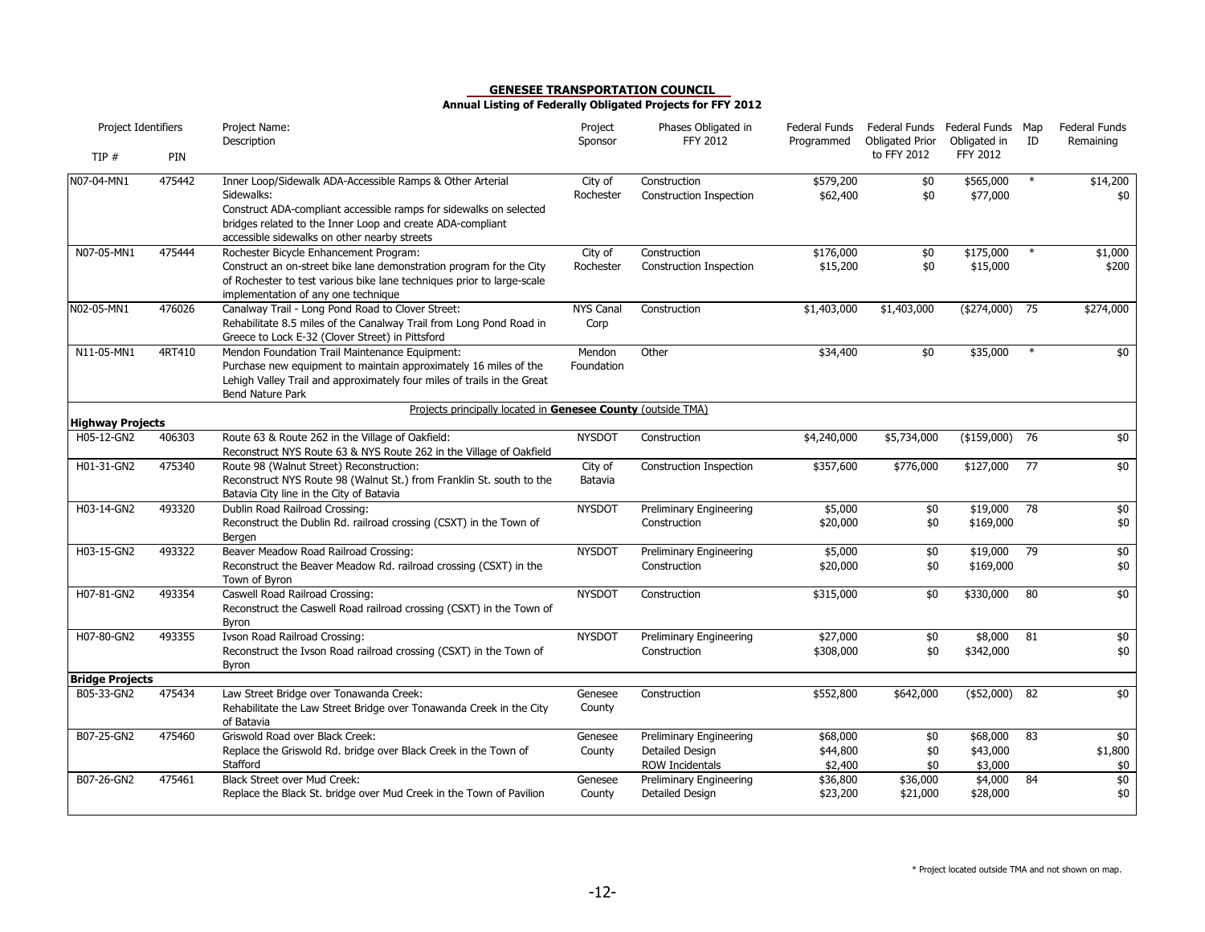**GENESEE TRANSPORTATION COUNCIL**
**Annual Listing of Federally Obligated Projects for FFY 2012**

| TIP # | PIN | Project Name: Description | Project Sponsor | Phases Obligated in FFY 2012 | Federal Funds Programmed | Federal Funds Obligated Prior to FFY 2012 | Federal Funds Obligated in FFY 2012 | Map ID | Federal Funds Remaining |
|---|---|---|---|---|---|---|---|---|---|
| N07-04-MN1 | 475442 | Inner Loop/Sidewalk ADA-Accessible Ramps & Other Arterial Sidewalks: Construct ADA-compliant accessible ramps for sidewalks on selected bridges related to the Inner Loop and create ADA-compliant accessible sidewalks on other nearby streets | City of Rochester | Construction<br>Construction Inspection | $579,200<br>$62,400 | $0<br>$0 | $565,000<br>$77,000 | * | $14,200<br>$0 |
| N07-05-MN1 | 475444 | Rochester Bicycle Enhancement Program: Construct an on-street bike lane demonstration program for the City of Rochester to test various bike lane techniques prior to large-scale implementation of any one technique | City of Rochester | Construction<br>Construction Inspection | $176,000<br>$15,200 | $0<br>$0 | $175,000<br>$15,000 | * | $1,000<br>$200 |
| N02-05-MN1 | 476026 | Canalway Trail - Long Pond Road to Clover Street: Rehabilitate 8.5 miles of the Canalway Trail from Long Pond Road in Greece to Lock E-32 (Clover Street) in Pittsford | NYS Canal Corp | Construction | $1,403,000 | $1,403,000 | ($274,000) | 75 | $274,000 |
| N11-05-MN1 | 4RT410 | Mendon Foundation Trail Maintenance Equipment: Purchase new equipment to maintain approximately 16 miles of the Lehigh Valley Trail and approximately four miles of trails in the Great Bend Nature Park | Mendon Foundation | Other | $34,400 | $0 | $35,000 | * | $0 |
| | | Projects principally located in **Genesee County** (outside TMA) | | | | | | | |
| **Highway Projects** | | | | | | | | | |
| H05-12-GN2 | 406303 | Route 63 & Route 262 in the Village of Oakfield: Reconstruct NYS Route 63 & NYS Route 262 in the Village of Oakfield | NYSDOT | Construction | $4,240,000 | $5,734,000 | ($159,000) | 76 | $0 |
| H01-31-GN2 | 475340 | Route 98 (Walnut Street) Reconstruction: Reconstruct NYS Route 98 (Walnut St.) from Franklin St. south to the Batavia City line in the City of Batavia | City of Batavia | Construction Inspection | $357,600 | $776,000 | $127,000 | 77 | $0 |
| H03-14-GN2 | 493320 | Dublin Road Railroad Crossing: Reconstruct the Dublin Rd. railroad crossing (CSXT) in the Town of Bergen | NYSDOT | Preliminary Engineering<br>Construction | $5,000<br>$20,000 | $0<br>$0 | $19,000<br>$169,000 | 78 | $0<br>$0 |
| H03-15-GN2 | 493322 | Beaver Meadow Road Railroad Crossing: Reconstruct the Beaver Meadow Rd. railroad crossing (CSXT) in the Town of Byron | NYSDOT | Preliminary Engineering<br>Construction | $5,000<br>$20,000 | $0<br>$0 | $19,000<br>$169,000 | 79 | $0<br>$0 |
| H07-81-GN2 | 493354 | Caswell Road Railroad Crossing: Reconstruct the Caswell Road railroad crossing (CSXT) in the Town of Byron | NYSDOT | Construction | $315,000 | $0 | $330,000 | 80 | $0 |
| H07-80-GN2 | 493355 | Ivson Road Railroad Crossing: Reconstruct the Ivson Road railroad crossing (CSXT) in the Town of Byron | NYSDOT | Preliminary Engineering<br>Construction | $27,000<br>$308,000 | $0<br>$0 | $8,000<br>$342,000 | 81 | $0<br>$0 |
| **Bridge Projects** | | | | | | | | | |
| B05-33-GN2 | 475434 | Law Street Bridge over Tonawanda Creek: Rehabilitate the Law Street Bridge over Tonawanda Creek in the City of Batavia | Genesee County | Construction | $552,800 | $642,000 | ($52,000) | 82 | $0 |
| B07-25-GN2 | 475460 | Griswold Road over Black Creek: Replace the Griswold Rd. bridge over Black Creek in the Town of Stafford | Genesee County | Preliminary Engineering<br>Detailed Design<br>ROW Incidentals | $68,000<br>$44,800<br>$2,400 | $0<br>$0<br>$0 | $68,000<br>$43,000<br>$3,000 | 83 | $0<br>$1,800<br>$0 |
| B07-26-GN2 | 475461 | Black Street over Mud Creek: Replace the Black St. bridge over Mud Creek in the Town of Pavilion | Genesee County | Preliminary Engineering<br>Detailed Design | $36,800<br>$23,200 | $36,000<br>$21,000 | $4,000<br>$28,000 | 84 | $0<br>$0 |

\* Project located outside TMA and not shown on map.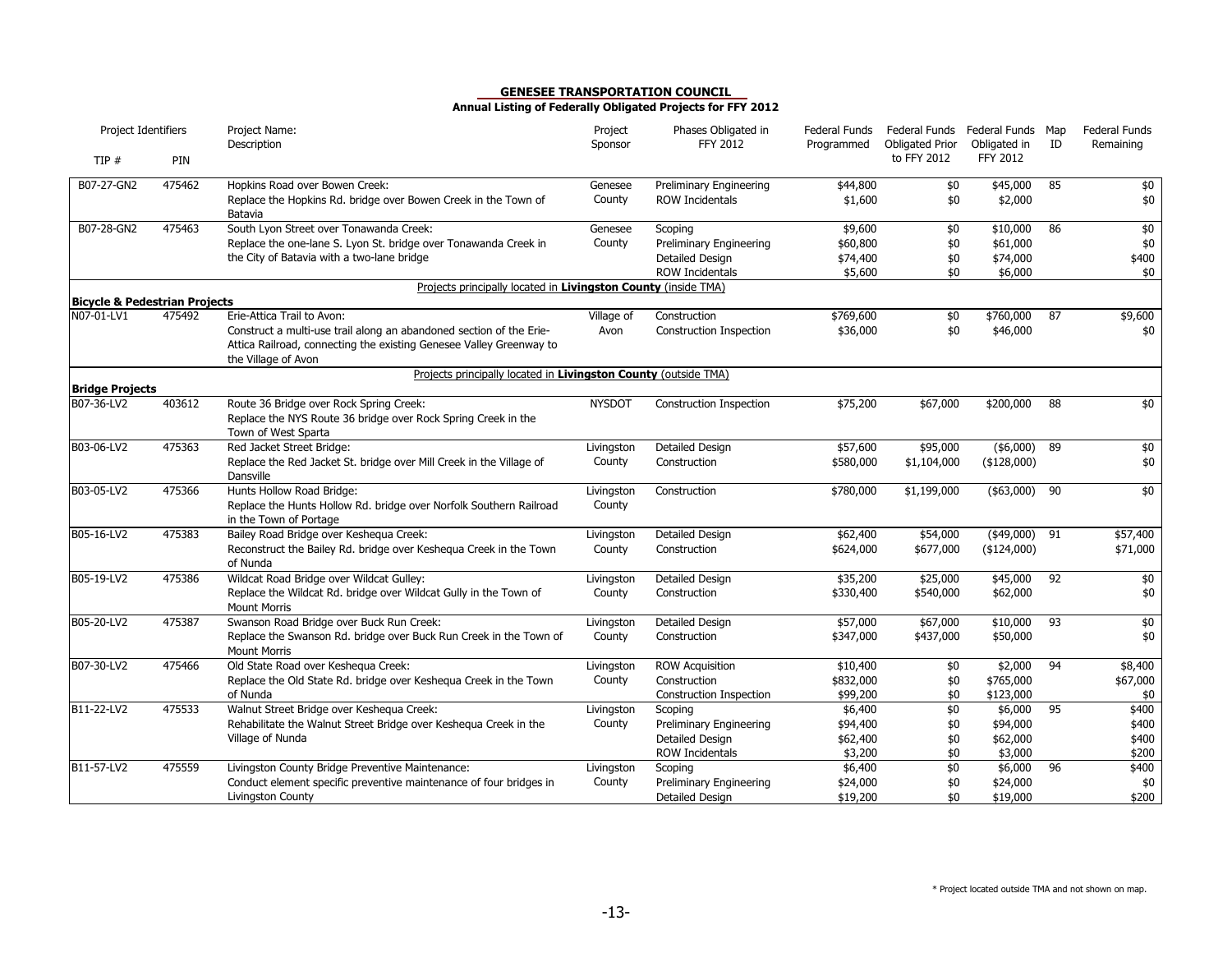**GENESEE TRANSPORTATION COUNCIL**

**Annual Listing of Federally Obligated Projects for FFY 2012**

| Project Identifiers | | Project Name: Description | Project Sponsor | Phases Obligated in FFY 2012 | Federal Funds Programmed | Federal Funds Obligated Prior to FFY 2012 | Federal Funds Obligated in FFY 2012 | Map ID | Federal Funds Remaining |
|---|---|---|---|---|---|---|---|---|---|
| TIP # | PIN | | | | | | | | |
| B07-27-GN2 | 475462 | Hopkins Road over Bowen Creek: Replace the Hopkins Rd. bridge over Bowen Creek in the Town of Batavia | Genesee County | Preliminary Engineering | $44,800 | $0 | $45,000 | 85 | $0 |
| | | | | ROW Incidentals | $1,600 | $0 | $2,000 | | $0 |
| B07-28-GN2 | 475463 | South Lyon Street over Tonawanda Creek: Replace the one-lane S. Lyon St. bridge over Tonawanda Creek in the City of Batavia with a two-lane bridge | Genesee County | Scoping | $9,600 | $0 | $10,000 | 86 | $0 |
| | | | | Preliminary Engineering | $60,800 | $0 | $61,000 | | $0 |
| | | | | Detailed Design | $74,400 | $0 | $74,000 | | $400 |
| | | | | ROW Incidentals | $5,600 | $0 | $6,000 | | $0 |
| | | Projects principally located in **Livingston County** (inside TMA) | | | | | | | |
| **Bicycle & Pedestrian Projects** | | | | | | | | | |
| N07-01-LV1 | 475492 | Erie-Attica Trail to Avon: Construct a multi-use trail along an abandoned section of the Erie-Attica Railroad, connecting the existing Genesee Valley Greenway to the Village of Avon | Village of Avon | Construction | $769,600 | $0 | $760,000 | 87 | $9,600 |
| | | | | Construction Inspection | $36,000 | $0 | $46,000 | | $0 |
| | | Projects principally located in **Livingston County** (outside TMA) | | | | | | | |
| **Bridge Projects** | | | | | | | | | |
| B07-36-LV2 | 403612 | Route 36 Bridge over Rock Spring Creek: Replace the NYS Route 36 bridge over Rock Spring Creek in the Town of West Sparta | NYSDOT | Construction Inspection | $75,200 | $67,000 | $200,000 | 88 | $0 |
| B03-06-LV2 | 475363 | Red Jacket Street Bridge: Replace the Red Jacket St. bridge over Mill Creek in the Village of Dansville | Livingston County | Detailed Design | $57,600 | $95,000 | ($6,000) | 89 | $0 |
| | | | | Construction | $580,000 | $1,104,000 | ($128,000) | | $0 |
| B03-05-LV2 | 475366 | Hunts Hollow Road Bridge: Replace the Hunts Hollow Rd. bridge over Norfolk Southern Railroad in the Town of Portage | Livingston County | Construction | $780,000 | $1,199,000 | ($63,000) | 90 | $0 |
| B05-16-LV2 | 475383 | Bailey Road Bridge over Keshequa Creek: Reconstruct the Bailey Rd. bridge over Keshequa Creek in the Town of Nunda | Livingston County | Detailed Design | $62,400 | $54,000 | ($49,000) | 91 | $57,400 |
| | | | | Construction | $624,000 | $677,000 | ($124,000) | | $71,000 |
| B05-19-LV2 | 475386 | Wildcat Road Bridge over Wildcat Gulley: Replace the Wildcat Rd. bridge over Wildcat Gully in the Town of Mount Morris | Livingston County | Detailed Design | $35,200 | $25,000 | $45,000 | 92 | $0 |
| | | | | Construction | $330,400 | $540,000 | $62,000 | | $0 |
| B05-20-LV2 | 475387 | Swanson Road Bridge over Buck Run Creek: Replace the Swanson Rd. bridge over Buck Run Creek in the Town of Mount Morris | Livingston County | Detailed Design | $57,000 | $67,000 | $10,000 | 93 | $0 |
| | | | | Construction | $347,000 | $437,000 | $50,000 | | $0 |
| B07-30-LV2 | 475466 | Old State Road over Keshequa Creek: Replace the Old State Rd. bridge over Keshequa Creek in the Town of Nunda | Livingston County | ROW Acquisition | $10,400 | $0 | $2,000 | 94 | $8,400 |
| | | | | Construction | $832,000 | $0 | $765,000 | | $67,000 |
| | | | | Construction Inspection | $99,200 | $0 | $123,000 | | $0 |
| B11-22-LV2 | 475533 | Walnut Street Bridge over Keshequa Creek: Rehabilitate the Walnut Street Bridge over Keshequa Creek in the Village of Nunda | Livingston County | Scoping | $6,400 | $0 | $6,000 | 95 | $400 |
| | | | | Preliminary Engineering | $94,400 | $0 | $94,000 | | $400 |
| | | | | Detailed Design | $62,400 | $0 | $62,000 | | $400 |
| | | | | ROW Incidentals | $3,200 | $0 | $3,000 | | $200 |
| B11-57-LV2 | 475559 | Livingston County Bridge Preventive Maintenance: Conduct element specific preventive maintenance of four bridges in Livingston County | Livingston County | Scoping | $6,400 | $0 | $6,000 | 96 | $400 |
| | | | | Preliminary Engineering | $24,000 | $0 | $24,000 | | $0 |
| | | | | Detailed Design | $19,200 | $0 | $19,000 | | $200 |

\* Project located outside TMA and not shown on map.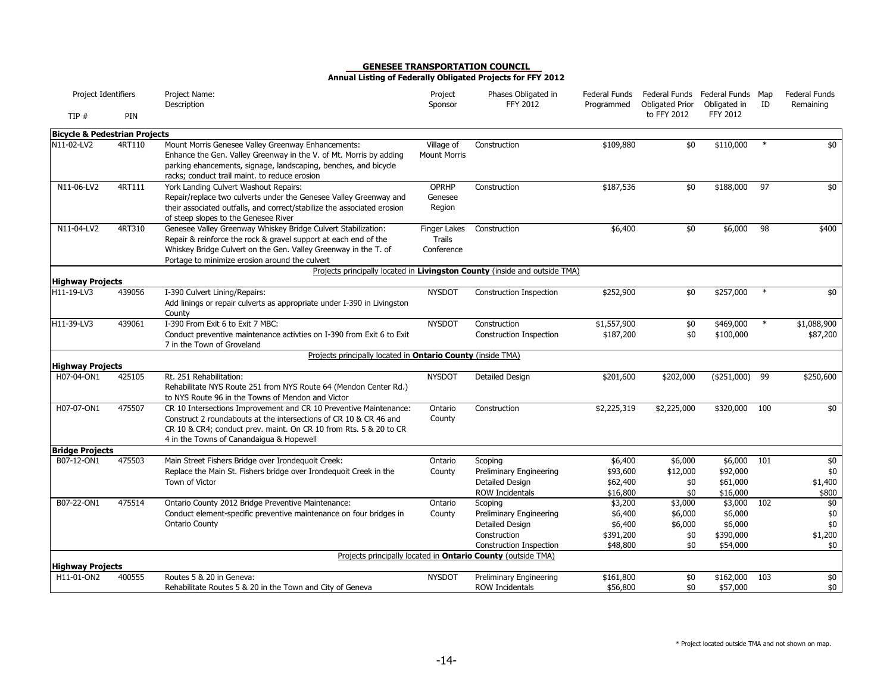## GENESEE TRANSPORTATION COUNCIL

**Annual Listing of Federally Obligated Projects for FFY 2012**

| Project Identifiers TIP # | PIN | Project Name: Description | Project Sponsor | Phases Obligated in FFY 2012 | Federal Funds Programmed | Federal Funds Obligated Prior to FFY 2012 | Federal Funds Obligated in FFY 2012 | Map ID | Federal Funds Remaining |
|---|---|---|---|---|---|---|---|---|---|
| **Bicycle & Pedestrian Projects** | | | | | | | | | |
| N11-02-LV2 | 4RT110 | Mount Morris Genesee Valley Greenway Enhancements: Enhance the Gen. Valley Greenway in the V. of Mt. Morris by adding parking ehancements, signage, landscaping, benches, and bicycle racks; conduct trail maint. to reduce erosion | Village of Mount Morris | Construction | $109,880 | $0 | $110,000 | * | $0 |
| N11-06-LV2 | 4RT111 | York Landing Culvert Washout Repairs: Repair/replace two culverts under the Genesee Valley Greenway and their associated outfalls, and correct/stabilize the associated erosion of steep slopes to the Genesee River | OPRHP Genesee Region | Construction | $187,536 | $0 | $188,000 | 97 | $0 |
| N11-04-LV2 | 4RT310 | Genesee Valley Greenway Whiskey Bridge Culvert Stabilization: Repair & reinforce the rock & gravel support at each end of the Whiskey Bridge Culvert on the Gen. Valley Greenway in the T. of Portage to minimize erosion around the culvert | Finger Lakes Trails Conference | Construction | $6,400 | $0 | $6,000 | 98 | $400 |
| Projects principally located in **Livingston County** (inside and outside TMA) | | | | | | | | | |
| **Highway Projects** | | | | | | | | | |
| H11-19-LV3 | 439056 | I-390 Culvert Lining/Repairs: Add linings or repair culverts as appropriate under I-390 in Livingston County | NYSDOT | Construction Inspection | $252,900 | $0 | $257,000 | * | $0 |
| H11-39-LV3 | 439061 | I-390 From Exit 6 to Exit 7 MBC: Conduct preventive maintenance activties on I-390 from Exit 6 to Exit 7 in the Town of Groveland | NYSDOT | Construction | $1,557,900 | $0 | $469,000 | * | $1,088,900 |
| | | | | Construction Inspection | $187,200 | $0 | $100,000 | | $87,200 |
| Projects principally located in **Ontario County** (inside TMA) | | | | | | | | | |
| **Highway Projects** | | | | | | | | | |
| H07-04-ON1 | 425105 | Rt. 251 Rehabilitation: Rehabilitate NYS Route 251 from NYS Route 64 (Mendon Center Rd.) to NYS Route 96 in the Towns of Mendon and Victor | NYSDOT | Detailed Design | $201,600 | $202,000 | ($251,000) | 99 | $250,600 |
| H07-07-ON1 | 475507 | CR 10 Intersections Improvement and CR 10 Preventive Maintenance: Construct 2 roundabouts at the intersections of CR 10 & CR 46 and CR 10 & CR4; conduct prev. maint. On CR 10 from Rts. 5 & 20 to CR 4 in the Towns of Canandaigua & Hopewell | Ontario County | Construction | $2,225,319 | $2,225,000 | $320,000 | 100 | $0 |
| **Bridge Projects** | | | | | | | | | |
| B07-12-ON1 | 475503 | Main Street Fishers Bridge over Irondequoit Creek: Replace the Main St. Fishers bridge over Irondequoit Creek in the Town of Victor | Ontario County | Scoping | $6,400 | $6,000 | $6,000 | 101 | $0 |
| | | | | Preliminary Engineering | $93,600 | $12,000 | $92,000 | | $0 |
| | | | | Detailed Design | $62,400 | $0 | $61,000 | | $1,400 |
| | | | | ROW Incidentals | $16,800 | $0 | $16,000 | | $800 |
| B07-22-ON1 | 475514 | Ontario County 2012 Bridge Preventive Maintenance: Conduct element-specific preventive maintenance on four bridges in Ontario County | Ontario County | Scoping | $3,200 | $3,000 | $3,000 | 102 | $0 |
| | | | | Preliminary Engineering | $6,400 | $6,000 | $6,000 | | $0 |
| | | | | Detailed Design | $6,400 | $6,000 | $6,000 | | $0 |
| | | | | Construction | $391,200 | $0 | $390,000 | | $1,200 |
| | | | | Construction Inspection | $48,800 | $0 | $54,000 | | $0 |
| Projects principally located in **Ontario County** (outside TMA) | | | | | | | | | |
| **Highway Projects** | | | | | | | | | |
| H11-01-ON2 | 400555 | Routes 5 & 20 in Geneva: Rehabilitate Routes 5 & 20 in the Town and City of Geneva | NYSDOT | Preliminary Engineering | $161,800 | $0 | $162,000 | 103 | $0 |
| | | | | ROW Incidentals | $56,800 | $0 | $57,000 | | $0 |

\* Project located outside TMA and not shown on map.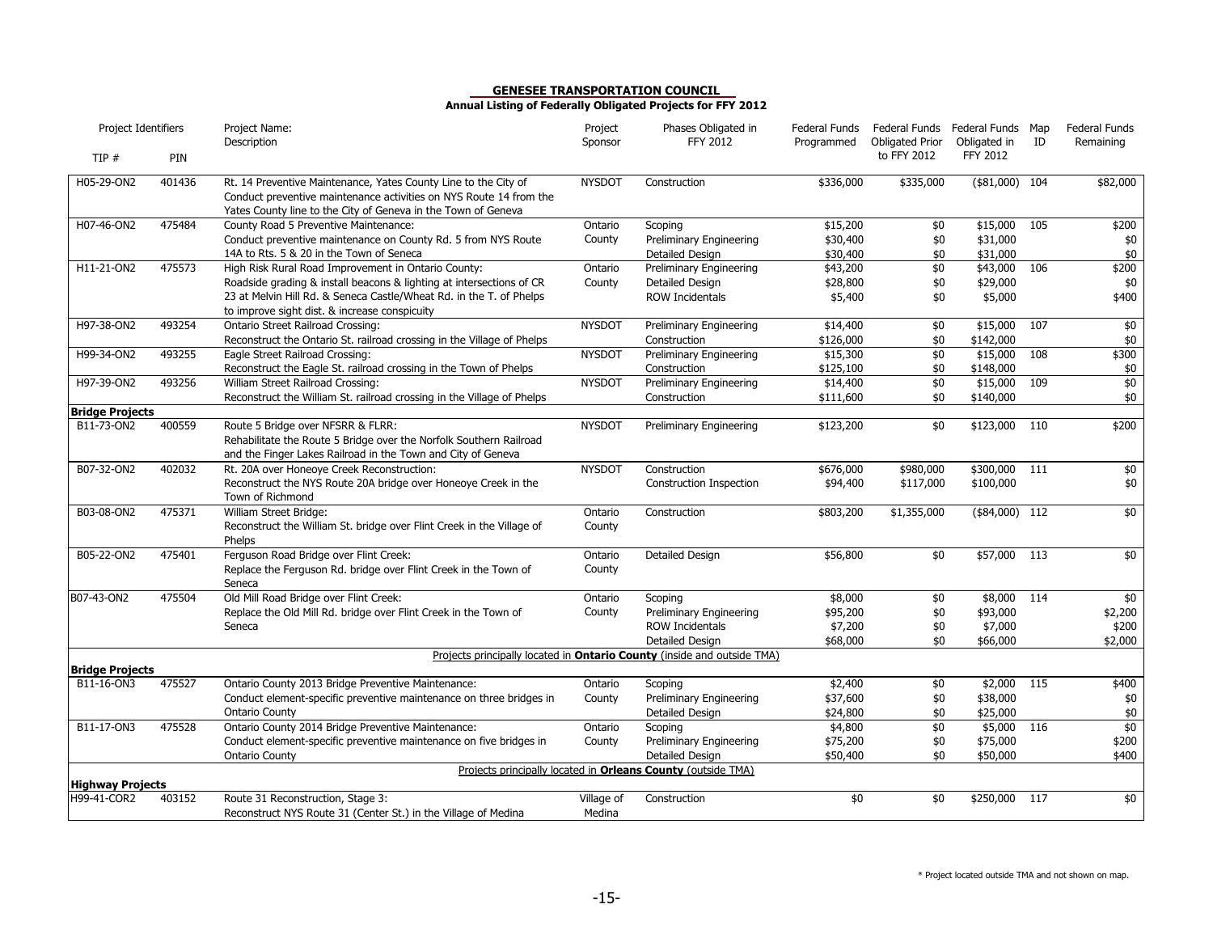**GENESEE TRANSPORTATION COUNCIL**

**Annual Listing of Federally Obligated Projects for FFY 2012**

| Project Identifiers | | Project Name: Description | Project Sponsor | Phases Obligated in FFY 2012 | Federal Funds Programmed | Federal Funds Obligated Prior to FFY 2012 | Federal Funds Obligated in FFY 2012 | Map ID | Federal Funds Remaining |
|---|---|---|---|---|---|---|---|---|---|
| TIP # | PIN | | | | | | | | |
| H05-29-ON2 | 401436 | Rt. 14 Preventive Maintenance, Yates County Line to the City of Conduct preventive maintenance activities on NYS Route 14 from the Yates County line to the City of Geneva in the Town of Geneva | NYSDOT | Construction | $336,000 | $335,000 | ($81,000) | 104 | $82,000 |
| H07-46-ON2 | 475484 | County Road 5 Preventive Maintenance: Conduct preventive maintenance on County Rd. 5 from NYS Route 14A to Rts. 5 & 20 in the Town of Seneca | Ontario County | Scoping | $15,200 | $0 | $15,000 | 105 | $200 |
| | | | | Preliminary Engineering | $30,400 | $0 | $31,000 | | $0 |
| | | | | Detailed Design | $30,400 | $0 | $31,000 | | $0 |
| H11-21-ON2 | 475573 | High Risk Rural Road Improvement in Ontario County: Roadside grading & install beacons & lighting at intersections of CR 23 at Melvin Hill Rd. & Seneca Castle/Wheat Rd. in the T. of Phelps to improve sight dist. & increase conspicuity | Ontario County | Preliminary Engineering | $43,200 | $0 | $43,000 | 106 | $200 |
| | | | | Detailed Design | $28,800 | $0 | $29,000 | | $0 |
| | | | | ROW Incidentals | $5,400 | $0 | $5,000 | | $400 |
| H97-38-ON2 | 493254 | Ontario Street Railroad Crossing: Reconstruct the Ontario St. railroad crossing in the Village of Phelps | NYSDOT | Preliminary Engineering | $14,400 | $0 | $15,000 | 107 | $0 |
| | | | | Construction | $126,000 | $0 | $142,000 | | $0 |
| H99-34-ON2 | 493255 | Eagle Street Railroad Crossing: Reconstruct the Eagle St. railroad crossing in the Town of Phelps | NYSDOT | Preliminary Engineering | $15,300 | $0 | $15,000 | 108 | $300 |
| | | | | Construction | $125,100 | $0 | $148,000 | | $0 |
| H97-39-ON2 | 493256 | William Street Railroad Crossing: Reconstruct the William St. railroad crossing in the Village of Phelps | NYSDOT | Preliminary Engineering | $14,400 | $0 | $15,000 | 109 | $0 |
| | | | | Construction | $111,600 | $0 | $140,000 | | $0 |
| **Bridge Projects** | | | | | | | | | |
| B11-73-ON2 | 400559 | Route 5 Bridge over NFSRR & FLRR: Rehabilitate the Route 5 Bridge over the Norfolk Southern Railroad and the Finger Lakes Railroad in the Town and City of Geneva | NYSDOT | Preliminary Engineering | $123,200 | $0 | $123,000 | 110 | $200 |
| B07-32-ON2 | 402032 | Rt. 20A over Honeoye Creek Reconstruction: Reconstruct the NYS Route 20A bridge over Honeoye Creek in the Town of Richmond | NYSDOT | Construction | $676,000 | $980,000 | $300,000 | 111 | $0 |
| | | | | Construction Inspection | $94,400 | $117,000 | $100,000 | | $0 |
| B03-08-ON2 | 475371 | William Street Bridge: Reconstruct the William St. bridge over Flint Creek in the Village of Phelps | Ontario County | Construction | $803,200 | $1,355,000 | ($84,000) | 112 | $0 |
| B05-22-ON2 | 475401 | Ferguson Road Bridge over Flint Creek: Replace the Ferguson Rd. bridge over Flint Creek in the Town of Seneca | Ontario County | Detailed Design | $56,800 | $0 | $57,000 | 113 | $0 |
| B07-43-ON2 | 475504 | Old Mill Road Bridge over Flint Creek: Replace the Old Mill Rd. bridge over Flint Creek in the Town of Seneca | Ontario County | Scoping | $8,000 | $0 | $8,000 | 114 | $0 |
| | | | | Preliminary Engineering | $95,200 | $0 | $93,000 | | $2,200 |
| | | | | ROW Incidentals | $7,200 | $0 | $7,000 | | $200 |
| | | | | Detailed Design | $68,000 | $0 | $66,000 | | $2,000 |
| Projects principally located in **Ontario County** (inside and outside TMA) | | | | | | | | | |
| **Bridge Projects** | | | | | | | | | |
| B11-16-ON3 | 475527 | Ontario County 2013 Bridge Preventive Maintenance: Conduct element-specific preventive maintenance on three bridges in Ontario County | Ontario County | Scoping | $2,400 | $0 | $2,000 | 115 | $400 |
| | | | | Preliminary Engineering | $37,600 | $0 | $38,000 | | $0 |
| | | | | Detailed Design | $24,800 | $0 | $25,000 | | $0 |
| B11-17-ON3 | 475528 | Ontario County 2014 Bridge Preventive Maintenance: Conduct element-specific preventive maintenance on five bridges in Ontario County | Ontario County | Scoping | $4,800 | $0 | $5,000 | 116 | $0 |
| | | | | Preliminary Engineering | $75,200 | $0 | $75,000 | | $200 |
| | | | | Detailed Design | $50,400 | $0 | $50,000 | | $400 |
| Projects principally located in **Orleans County** (outside TMA) | | | | | | | | | |
| **Highway Projects** | | | | | | | | | |
| H99-41-COR2 | 403152 | Route 31 Reconstruction, Stage 3: Reconstruct NYS Route 31 (Center St.) in the Village of Medina | Village of Medina | Construction | $0 | $0 | $250,000 | 117 | $0 |

\* Project located outside TMA and not shown on map.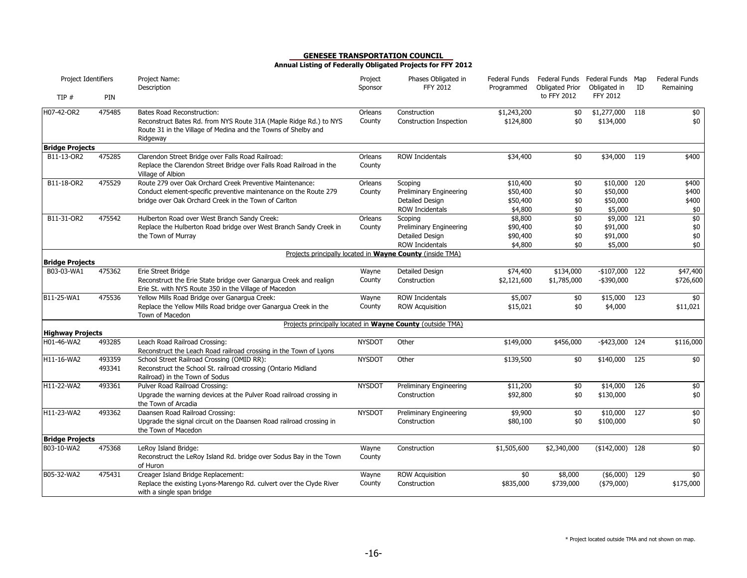**GENESEE TRANSPORTATION COUNCIL**

**Annual Listing of Federally Obligated Projects for FFY 2012**

| TIP # | PIN | Project Name: Description | Project Sponsor | Phases Obligated in FFY 2012 | Federal Funds Programmed | Federal Funds Obligated Prior to FFY 2012 | Federal Funds Obligated in FFY 2012 | Map ID | Federal Funds Remaining |
|---|---|---|---|---|---|---|---|---|---|
| H07-42-OR2 | 475485 | Bates Road Reconstruction: Reconstruct Bates Rd. from NYS Route 31A (Maple Ridge Rd.) to NYS Route 31 in the Village of Medina and the Towns of Shelby and Ridgeway | Orleans County | Construction | $1,243,200 | $0 | $1,277,000 | 118 | $0 |
| | | | | Construction Inspection | $124,800 | $0 | $134,000 | | $0 |
| **Bridge Projects** | | | | | | | | | |
| B11-13-OR2 | 475285 | Clarendon Street Bridge over Falls Road Railroad: Replace the Clarendon Street Bridge over Falls Road Railroad in the Village of Albion | Orleans County | ROW Incidentals | $34,400 | $0 | $34,000 | 119 | $400 |
| B11-18-OR2 | 475529 | Route 279 over Oak Orchard Creek Preventive Maintenance: Conduct element-specific preventive maintenance on the Route 279 bridge over Oak Orchard Creek in the Town of Carlton | Orleans County | Scoping | $10,400 | $0 | $10,000 | 120 | $400 |
| | | | | Preliminary Engineering | $50,400 | $0 | $50,000 | | $400 |
| | | | | Detailed Design | $50,400 | $0 | $50,000 | | $400 |
| | | | | ROW Incidentals | $4,800 | $0 | $5,000 | | $0 |
| B11-31-OR2 | 475542 | Hulberton Road over West Branch Sandy Creek: Replace the Hulberton Road bridge over West Branch Sandy Creek in the Town of Murray | Orleans County | Scoping | $8,800 | $0 | $9,000 | 121 | $0 |
| | | | | Preliminary Engineering | $90,400 | $0 | $91,000 | | $0 |
| | | | | Detailed Design | $90,400 | $0 | $91,000 | | $0 |
| | | | | ROW Incidentals | $4,800 | $0 | $5,000 | | $0 |
| | | Projects principally located in **Wayne County** (inside TMA) | | | | | | | |
| **Bridge Projects** | | | | | | | | | |
| B03-03-WA1 | 475362 | Erie Street Bridge: Reconstruct the Erie State bridge over Ganargua Creek and realign Erie St. with NYS Route 350 in the Village of Macedon | Wayne County | Detailed Design | $74,400 | $134,000 | -$107,000 | 122 | $47,400 |
| | | | | Construction | $2,121,600 | $1,785,000 | -$390,000 | | $726,600 |
| B11-25-WA1 | 475536 | Yellow Mills Road Bridge over Ganargua Creek: Replace the Yellow Mills Road bridge over Ganargua Creek in the Town of Macedon | Wayne County | ROW Incidentals | $5,007 | $0 | $15,000 | 123 | $0 |
| | | | | ROW Acquisition | $15,021 | $0 | $4,000 | | $11,021 |
| | | Projects principally located in **Wayne County** (outside TMA) | | | | | | | |
| **Highway Projects** | | | | | | | | | |
| H01-46-WA2 | 493285 | Leach Road Railroad Crossing: Reconstruct the Leach Road railroad crossing in the Town of Lyons | NYSDOT | Other | $149,000 | $456,000 | -$423,000 | 124 | $116,000 |
| H11-16-WA2 | 493359 493341 | School Street Railroad Crossing (OMID RR): Reconstruct the School St. railroad crossing (Ontario Midland Railroad) in the Town of Sodus | NYSDOT | Other | $139,500 | $0 | $140,000 | 125 | $0 |
| H11-22-WA2 | 493361 | Pulver Road Railroad Crossing: Upgrade the warning devices at the Pulver Road railroad crossing in the Town of Arcadia | NYSDOT | Preliminary Engineering | $11,200 | $0 | $14,000 | 126 | $0 |
| | | | | Construction | $92,800 | $0 | $130,000 | | $0 |
| H11-23-WA2 | 493362 | Daansen Road Railroad Crossing: Upgrade the signal circuit on the Daansen Road railroad crossing in the Town of Macedon | NYSDOT | Preliminary Engineering | $9,900 | $0 | $10,000 | 127 | $0 |
| | | | | Construction | $80,100 | $0 | $100,000 | | $0 |
| **Bridge Projects** | | | | | | | | | |
| B03-10-WA2 | 475368 | LeRoy Island Bridge: Reconstruct the LeRoy Island Rd. bridge over Sodus Bay in the Town of Huron | Wayne County | Construction | $1,505,600 | $2,340,000 | ($142,000) | 128 | $0 |
| B05-32-WA2 | 475431 | Creager Island Bridge Replacement: Replace the existing Lyons-Marengo Rd. culvert over the Clyde River with a single span bridge | Wayne County | ROW Acquisition | $0 | $8,000 | ($6,000) | 129 | $0 |
| | | | | Construction | $835,000 | $739,000 | ($79,000) | | $175,000 |

\* Project located outside TMA and not shown on map.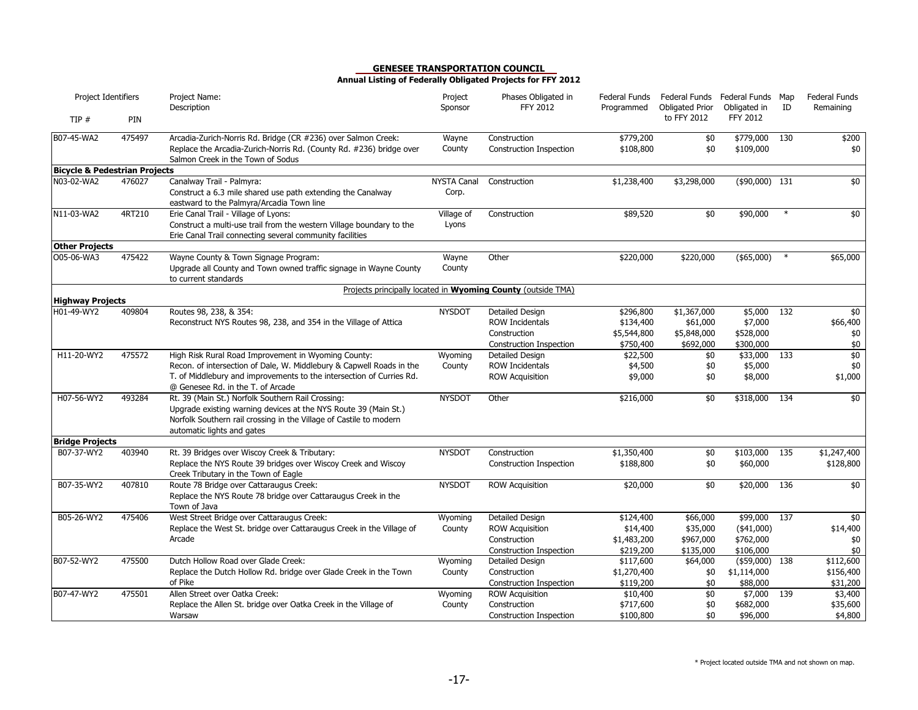**GENESEE TRANSPORTATION COUNCIL**

**Annual Listing of Federally Obligated Projects for FFY 2012**

| TIP # | PIN | Project Name: Description | Project Sponsor | Phases Obligated in FFY 2012 | Federal Funds Programmed | Federal Funds Obligated Prior to FFY 2012 | Federal Funds Obligated in FFY 2012 | Map ID | Federal Funds Remaining |
|---|---|---|---|---|---|---|---|---|---|
| B07-45-WA2 | 475497 | Arcadia-Zurich-Norris Rd. Bridge (CR #236) over Salmon Creek: Replace the Arcadia-Zurich-Norris Rd. (County Rd. #236) bridge over Salmon Creek in the Town of Sodus | Wayne County | Construction | $779,200 | $0 | $779,000 | 130 | $200 |
| | | | | Construction Inspection | $108,800 | $0 | $109,000 | | $0 |
| **Bicycle & Pedestrian Projects** | | | | | | | | | |
| N03-02-WA2 | 476027 | Canalway Trail - Palmyra: Construct a 6.3 mile shared use path extending the Canalway eastward to the Palmyra/Arcadia Town line | NYSTA Canal Corp. | Construction | $1,238,400 | $3,298,000 | ($90,000) | 131 | $0 |
| N11-03-WA2 | 4RT210 | Erie Canal Trail - Village of Lyons: Construct a multi-use trail from the western Village boundary to the Erie Canal Trail connecting several community facilities | Village of Lyons | Construction | $89,520 | $0 | $90,000 | * | $0 |
| **Other Projects** | | | | | | | | | |
| O05-06-WA3 | 475422 | Wayne County & Town Signage Program: Upgrade all County and Town owned traffic signage in Wayne County to current standards | Wayne County | Other | $220,000 | $220,000 | ($65,000) | * | $65,000 |
| | | Projects principally located in **Wyoming County** (outside TMA) | | | | | | | |
| **Highway Projects** | | | | | | | | | |
| H01-49-WY2 | 409804 | Routes 98, 238, & 354: Reconstruct NYS Routes 98, 238, and 354 in the Village of Attica | NYSDOT | Detailed Design | $296,800 | $1,367,000 | $5,000 | 132 | $0 |
| | | | | ROW Incidentals | $134,400 | $61,000 | $7,000 | | $66,400 |
| | | | | Construction | $5,544,800 | $5,848,000 | $528,000 | | $0 |
| | | | | Construction Inspection | $750,400 | $692,000 | $300,000 | | $0 |
| H11-20-WY2 | 475572 | High Risk Rural Road Improvement in Wyoming County: Recon. of intersection of Dale, W. Middlebury & Capwell Roads in the T. of Middlebury and improvements to the intersection of Curries Rd. @ Genesee Rd. in the T. of Arcade | Wyoming County | Detailed Design | $22,500 | $0 | $33,000 | 133 | $0 |
| | | | | ROW Incidentals | $4,500 | $0 | $5,000 | | $0 |
| | | | | ROW Acquisition | $9,000 | $0 | $8,000 | | $1,000 |
| H07-56-WY2 | 493284 | Rt. 39 (Main St.) Norfolk Southern Rail Crossing: Upgrade existing warning devices at the NYS Route 39 (Main St.) Norfolk Southern rail crossing in the Village of Castile to modern automatic lights and gates | NYSDOT | Other | $216,000 | $0 | $318,000 | 134 | $0 |
| **Bridge Projects** | | | | | | | | | |
| B07-37-WY2 | 403940 | Rt. 39 Bridges over Wiscoy Creek & Tributary: Replace the NYS Route 39 bridges over Wiscoy Creek and Wiscoy Creek Tributary in the Town of Eagle | NYSDOT | Construction | $1,350,400 | $0 | $103,000 | 135 | $1,247,400 |
| | | | | Construction Inspection | $188,800 | $0 | $60,000 | | $128,800 |
| B07-35-WY2 | 407810 | Route 78 Bridge over Cattaraugus Creek: Replace the NYS Route 78 bridge over Cattaraugus Creek in the Town of Java | NYSDOT | ROW Acquisition | $20,000 | $0 | $20,000 | 136 | $0 |
| B05-26-WY2 | 475406 | West Street Bridge over Cattaraugus Creek: Replace the West St. bridge over Cattaraugus Creek in the Village of Arcade | Wyoming County | Detailed Design | $124,400 | $66,000 | $99,000 | 137 | $0 |
| | | | | ROW Acquisition | $14,400 | $35,000 | ($41,000) | | $14,400 |
| | | | | Construction | $1,483,200 | $967,000 | $762,000 | | $0 |
| | | | | Construction Inspection | $219,200 | $135,000 | $106,000 | | $0 |
| B07-52-WY2 | 475500 | Dutch Hollow Road over Glade Creek: Replace the Dutch Hollow Rd. bridge over Glade Creek in the Town of Pike | Wyoming County | Detailed Design | $117,600 | $64,000 | ($59,000) | 138 | $112,600 |
| | | | | Construction | $1,270,400 | $0 | $1,114,000 | | $156,400 |
| | | | | Construction Inspection | $119,200 | $0 | $88,000 | | $31,200 |
| B07-47-WY2 | 475501 | Allen Street over Oatka Creek: Replace the Allen St. bridge over Oatka Creek in the Village of Warsaw | Wyoming County | ROW Acquisition | $10,400 | $0 | $7,000 | 139 | $3,400 |
| | | | | Construction | $717,600 | $0 | $682,000 | | $35,600 |
| | | | | Construction Inspection | $100,800 | $0 | $96,000 | | $4,800 |

* Project located outside TMA and not shown on map.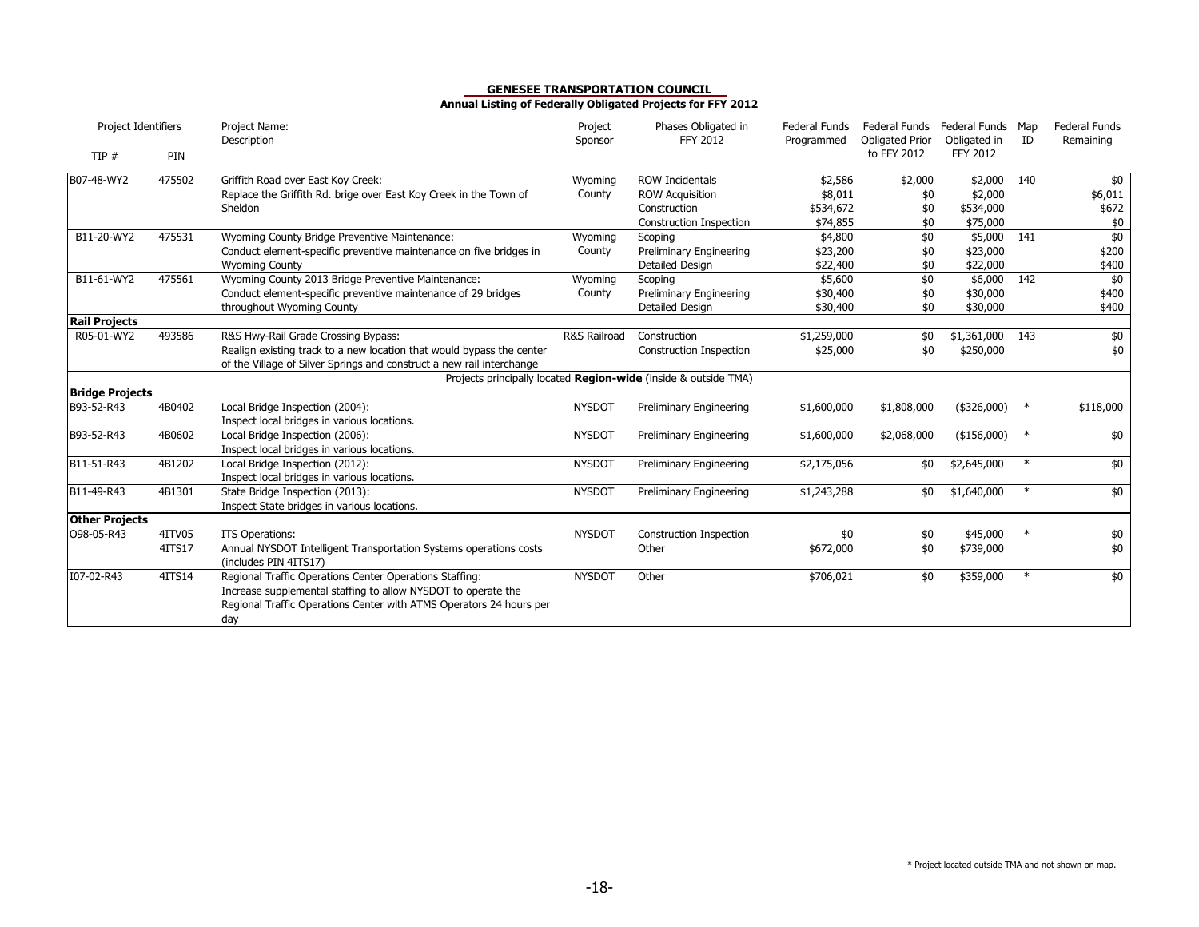**GENESEE TRANSPORTATION COUNCIL**
**Annual Listing of Federally Obligated Projects for FFY 2012**

| Project Identifiers TIP # | PIN | Project Name: Description | Project Sponsor | Phases Obligated in FFY 2012 | Federal Funds Programmed | Federal Funds Obligated Prior to FFY 2012 | Federal Funds Obligated in FFY 2012 | Map ID | Federal Funds Remaining |
|---|---|---|---|---|---|---|---|---|---|
| B07-48-WY2 | 475502 | Griffith Road over East Koy Creek: Replace the Griffith Rd. brige over East Koy Creek in the Town of Sheldon | Wyoming County | ROW Incidentals | $2,586 | $2,000 | $2,000 | 140 | $0 |
| | | | | ROW Acquisition | $8,011 | $0 | $2,000 | | $6,011 |
| | | | | Construction | $534,672 | $0 | $534,000 | | $672 |
| | | | | Construction Inspection | $74,855 | $0 | $75,000 | | $0 |
| B11-20-WY2 | 475531 | Wyoming County Bridge Preventive Maintenance: Conduct element-specific preventive maintenance on five bridges in Wyoming County | Wyoming County | Scoping | $4,800 | $0 | $5,000 | 141 | $0 |
| | | | | Preliminary Engineering | $23,200 | $0 | $23,000 | | $200 |
| | | | | Detailed Design | $22,400 | $0 | $22,000 | | $400 |
| B11-61-WY2 | 475561 | Wyoming County 2013 Bridge Preventive Maintenance: Conduct element-specific preventive maintenance of 29 bridges throughout Wyoming County | Wyoming County | Scoping | $5,600 | $0 | $6,000 | 142 | $0 |
| | | | | Preliminary Engineering | $30,400 | $0 | $30,000 | | $400 |
| | | | | Detailed Design | $30,400 | $0 | $30,000 | | $400 |
| **Rail Projects** | | | | | | | | | |
| R05-01-WY2 | 493586 | R&S Hwy-Rail Grade Crossing Bypass: Realign existing track to a new location that would bypass the center of the Village of Silver Springs and construct a new rail interchange | R&S Railroad | Construction | $1,259,000 | $0 | $1,361,000 | 143 | $0 |
| | | | | Construction Inspection | $25,000 | $0 | $250,000 | | $0 |
| | | Projects principally located **Region-wide** (inside & outside TMA) | | | | | | | |
| **Bridge Projects** | | | | | | | | | |
| B93-52-R43 | 4B0402 | Local Bridge Inspection (2004): Inspect local bridges in various locations. | NYSDOT | Preliminary Engineering | $1,600,000 | $1,808,000 | ($326,000) | * | $118,000 |
| B93-52-R43 | 4B0602 | Local Bridge Inspection (2006): Inspect local bridges in various locations. | NYSDOT | Preliminary Engineering | $1,600,000 | $2,068,000 | ($156,000) | * | $0 |
| B11-51-R43 | 4B1202 | Local Bridge Inspection (2012): Inspect local bridges in various locations. | NYSDOT | Preliminary Engineering | $2,175,056 | $0 | $2,645,000 | * | $0 |
| B11-49-R43 | 4B1301 | State Bridge Inspection (2013): Inspect State bridges in various locations. | NYSDOT | Preliminary Engineering | $1,243,288 | $0 | $1,640,000 | * | $0 |
| **Other Projects** | | | | | | | | | |
| O98-05-R43 | 4ITV05 4ITS17 | ITS Operations: Annual NYSDOT Intelligent Transportation Systems operations costs (includes PIN 4ITS17) | NYSDOT | Construction Inspection | $0 | $0 | $45,000 | * | $0 |
| | | | | Other | $672,000 | $0 | $739,000 | | $0 |
| I07-02-R43 | 4ITS14 | Regional Traffic Operations Center Operations Staffing: Increase supplemental staffing to allow NYSDOT to operate the Regional Traffic Operations Center with ATMS Operators 24 hours per day | NYSDOT | Other | $706,021 | $0 | $359,000 | * | $0 |

* Project located outside TMA and not shown on map.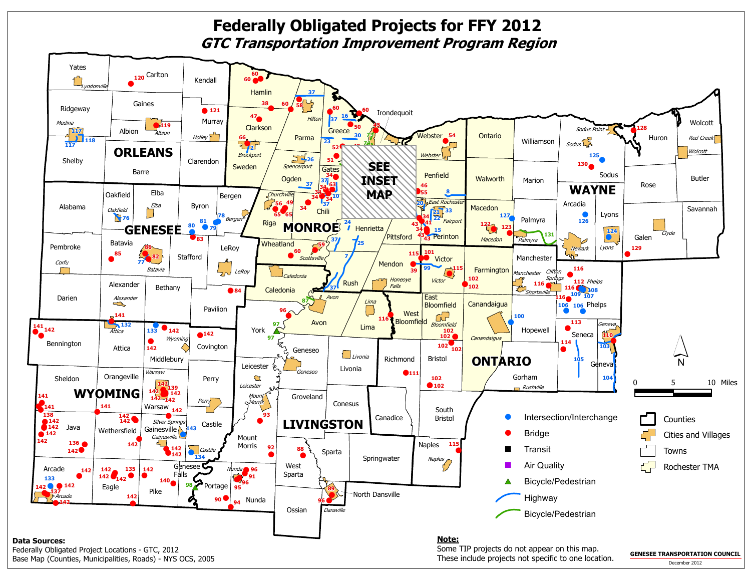# Federally Obligated Projects for FFY 2012

## *GTC Transportation Improvement Program Region*

**Legend**

- Intersection/Interchange
- Bridge
- Transit
- Air Quality
- Bicycle/Pedestrian
- Highway
- Bicycle/Pedestrian
- Counties
- Cities and Villages
- Towns
- Rochester TMA

0 5 10 Miles

N

**Data Sources:**
Federally Obligated Project Locations - GTC, 2012
Base Map (Counties, Municipalities, Roads) - NYS OCS, 2005

**Note:**
Some TIP projects do not appear on this map.
These include projects not specific to one location.

GENESEE TRANSPORTATION COUNCIL
December 2012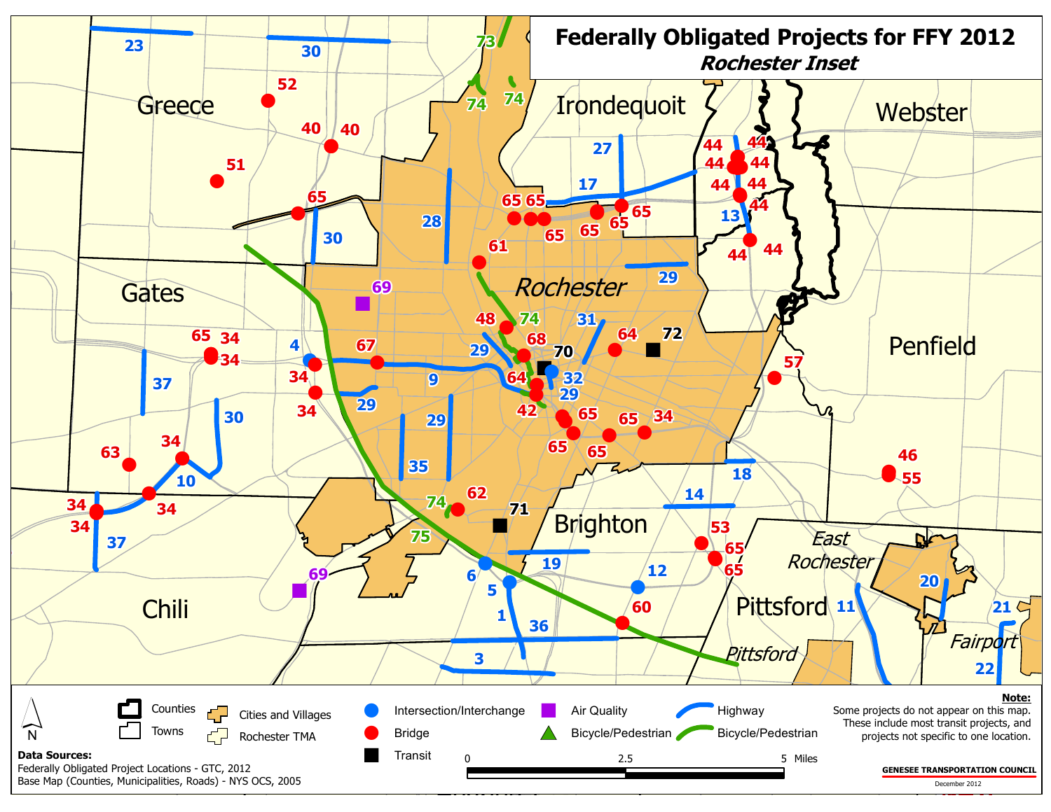# Federally Obligated Projects for FFY 2012

*Rochester Inset*

Greece
Irondequoit
Webster
Gates
Rochester
Penfield
Brighton
East Rochester
Chili
Pittsford
Fairport

Counties
Towns
Cities and Villages
Rochester TMA
Intersection/Interchange
Bridge
Transit
Air Quality
Bicycle/Pedestrian
Highway
Bicycle/Pedestrian

0 2.5 5 Miles

N

**Note:**
Some projects do not appear on this map. These include most transit projects, and projects not specific to one location.

**Data Sources:**
Federally Obligated Project Locations - GTC, 2012
Base Map (Counties, Municipalities, Roads) - NYS OCS, 2005

GENESEE TRANSPORTATION COUNCIL
December 2012